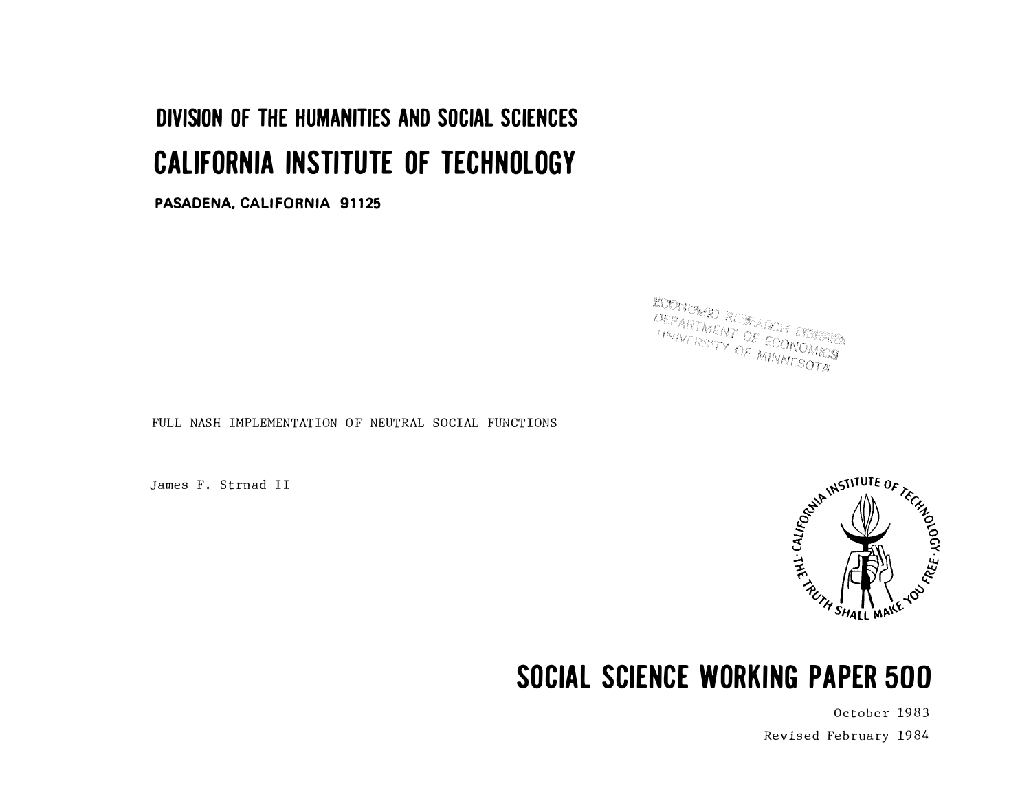# DIVISION OF THE HUMANITIES AND SOCIAL SCIENCES

# CALIFORNIA INSTITUTE OF TECHNOLOGY

**PASADENA, CALIFORNIA 91125**

ECONOMIC RESEARCH LIBRARY
DEPARTMENT OF ECONOMICS
UNIVERSITY OF MINNESOTA

FULL NASH IMPLEMENTATION OF NEUTRAL SOCIAL FUNCTIONS

James F. Strnad II

## SOCIAL SCIENCE WORKING PAPER 500

October 1983

Revised February 1984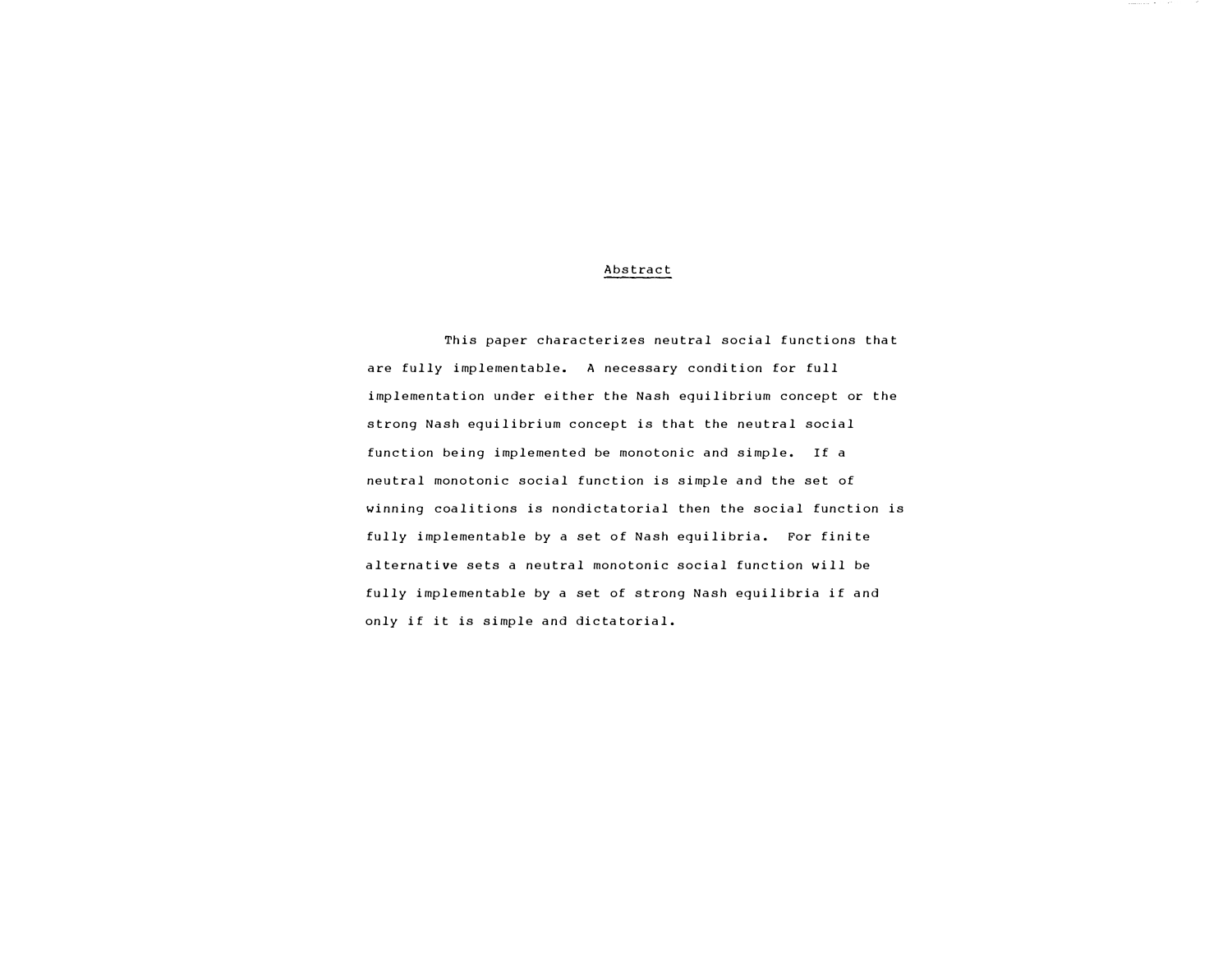## Abstract

This paper characterizes neutral social functions that are fully implementable. A necessary condition for full implementation under either the Nash equilibrium concept or the strong Nash equilibrium concept is that the neutral social function being implemented be monotonic and simple. If a neutral monotonic social function is simple and the set of winning coalitions is nondictatorial then the social function is fully implementable by a set of Nash equilibria. For finite alternative sets a neutral monotonic social function will be fully implementable by a set of strong Nash equilibria if and only if it is simple and dictatorial.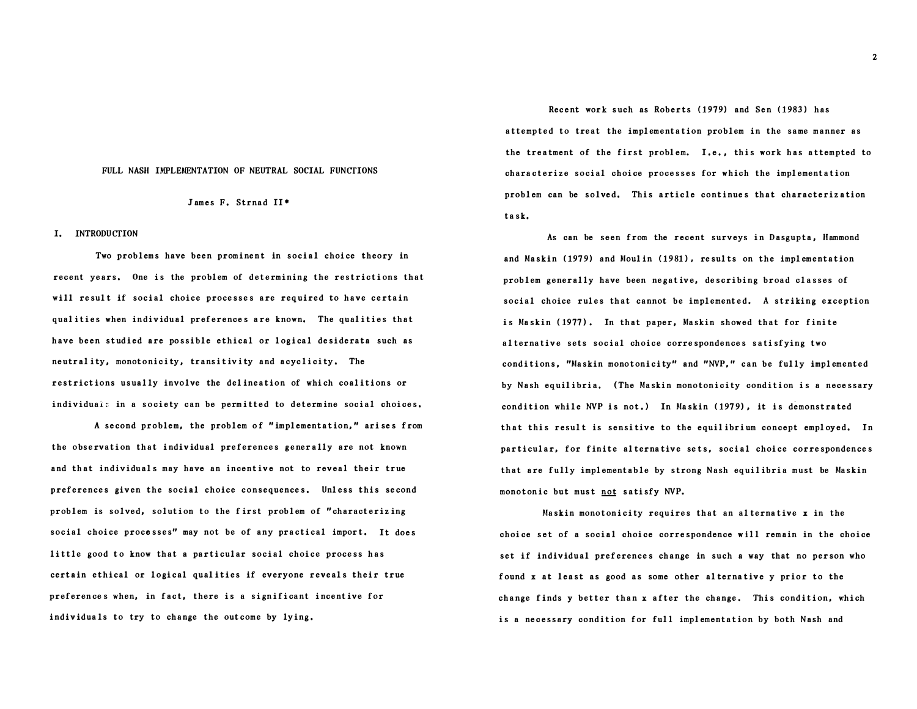# FULL NASH IMPLEMENTATION OF NEUTRAL SOCIAL FUNCTIONS

James F. Strnad II*

## I. INTRODUCTION

Two problems have been prominent in social choice theory in recent years. One is the problem of determining the restrictions that will result if social choice processes are required to have certain qualities when individual preferences are known. The qualities that have been studied are possible ethical or logical desiderata such as neutrality, monotonicity, transitivity and acyclicity. The restrictions usually involve the delineation of which coalitions or individuals in a society can be permitted to determine social choices.

A second problem, the problem of "implementation," arises from the observation that individual preferences generally are not known and that individuals may have an incentive not to reveal their true preferences given the social choice consequences. Unless this second problem is solved, solution to the first problem of "characterizing social choice processes" may not be of any practical import. It does little good to know that a particular social choice process has certain ethical or logical qualities if everyone reveals their true preferences when, in fact, there is a significant incentive for individuals to try to change the outcome by lying.

Recent work such as Roberts (1979) and Sen (1983) has attempted to treat the implementation problem in the same manner as the treatment of the first problem. I.e., this work has attempted to characterize social choice processes for which the implementation problem can be solved. This article continues that characterization task.

As can be seen from the recent surveys in Dasgupta, Hammond and Maskin (1979) and Moulin (1981), results on the implementation problem generally have been negative, describing broad classes of social choice rules that cannot be implemented. A striking exception is Maskin (1977). In that paper, Maskin showed that for finite alternative sets social choice correspondences satisfying two conditions, "Maskin monotonicity" and "NVP," can be fully implemented by Nash equilibria. (The Maskin monotonicity condition is a necessary condition while NVP is not.) In Maskin (1979), it is demonstrated that this result is sensitive to the equilibrium concept employed. In particular, for finite alternative sets, social choice correspondences that are fully implementable by strong Nash equilibria must be Maskin monotonic but must <u>not</u> satisfy NVP.

Maskin monotonicity requires that an alternative x in the choice set of a social choice correspondence will remain in the choice set if individual preferences change in such a way that no person who found x at least as good as some other alternative y prior to the change finds y better than x after the change. This condition, which is a necessary condition for full implementation by both Nash and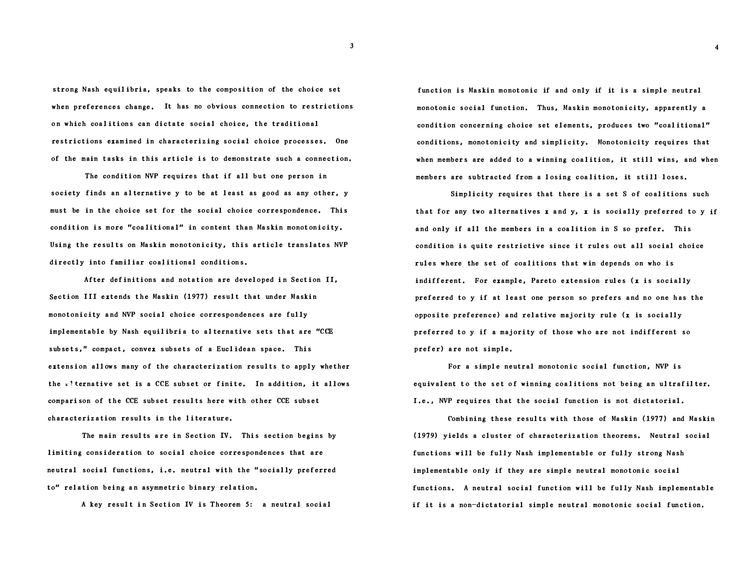strong Nash equilibria, speaks to the composition of the choice set when preferences change. It has no obvious connection to restrictions on which coalitions can dictate social choice, the traditional restrictions examined in characterizing social choice processes. One of the main tasks in this article is to demonstrate such a connection.

The condition NVP requires that if all but one person in society finds an alternative y to be at least as good as any other, y must be in the choice set for the social choice correspondence. This condition is more "coalitional" in content than Maskin monotonicity. Using the results on Maskin monotonicity, this article translates NVP directly into familiar coalitional conditions.

After definitions and notation are developed in Section II, Section III extends the Maskin (1977) result that under Maskin monotonicity and NVP social choice correspondences are fully implementable by Nash equilibria to alternative sets that are "CCE subsets," compact, convex subsets of a Euclidean space. This extension allows many of the characterization results to apply whether the alternative set is a CCE subset or finite. In addition, it allows comparison of the CCE subset results here with other CCE subset characterization results in the literature.

The main results are in Section IV. This section begins by limiting consideration to social choice correspondences that are neutral social functions, i.e. neutral with the "socially preferred to" relation being an asymmetric binary relation.

A key result in Section IV is Theorem 5: a neutral social function is Maskin monotonic if and only if it is a simple neutral monotonic social function. Thus, Maskin monotonicity, apparently a condition concerning choice set elements, produces two "coalitional" conditions, monotonicity and simplicity. Monotonicity requires that when members are added to a winning coalition, it still wins, and when members are subtracted from a losing coalition, it still loses.

Simplicity requires that there is a set S of coalitions such that for any two alternatives x and y, x is socially preferred to y if and only if all the members in a coalition in S so prefer. This condition is quite restrictive since it rules out all social choice rules where the set of coalitions that win depends on who is indifferent. For example, Pareto extension rules (x is socially preferred to y if at least one person so prefers and no one has the opposite preference) and relative majority rule (x is socially preferred to y if a majority of those who are not indifferent so prefer) are not simple.

For a simple neutral monotonic social function, NVP is equivalent to the set of winning coalitions not being an ultrafilter. I.e., NVP requires that the social function is not dictatorial.

Combining these results with those of Maskin (1977) and Maskin (1979) yields a cluster of characterization theorems. Neutral social functions will be fully Nash implementable or fully strong Nash implementable only if they are simple neutral monotonic social functions. A neutral social function will be fully Nash implementable if it is a non-dictatorial simple neutral monotonic social function.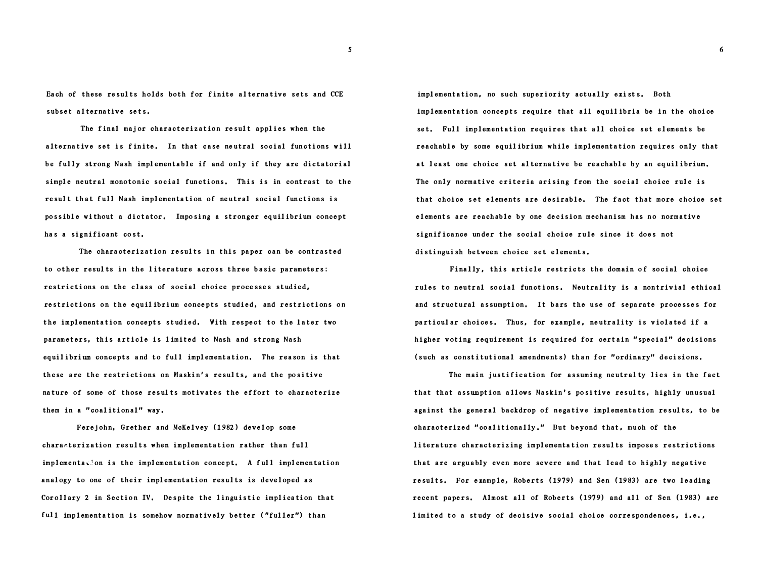Each of these results holds both for finite alternative sets and CCE subset alternative sets.

The final major characterization result applies when the alternative set is finite. In that case neutral social functions will be fully strong Nash implementable if and only if they are dictatorial simple neutral monotonic social functions. This is in contrast to the result that full Nash implementation of neutral social functions is possible without a dictator. Imposing a stronger equilibrium concept has a significant cost.

The characterization results in this paper can be contrasted to other results in the literature across three basic parameters: restrictions on the class of social choice processes studied, restrictions on the equilibrium concepts studied, and restrictions on the implementation concepts studied. With respect to the later two parameters, this article is limited to Nash and strong Nash equilibrium concepts and to full implementation. The reason is that these are the restrictions on Maskin's results, and the positive nature of some of those results motivates the effort to characterize them in a "coalitional" way.

Ferejohn, Grether and McKelvey (1982) develop some characterization results when implementation rather than full implementation is the implementation concept. A full implementation analogy to one of their implementation results is developed as Corollary 2 in Section IV. Despite the linguistic implication that full implementation is somehow normatively better ("fuller") than implementation, no such superiority actually exists. Both implementation concepts require that all equilibria be in the choice set. Full implementation requires that all choice set elements be reachable by some equilibrium while implementation requires only that at least one choice set alternative be reachable by an equilibrium. The only normative criteria arising from the social choice rule is that choice set elements are desirable. The fact that more choice set elements are reachable by one decision mechanism has no normative significance under the social choice rule since it does not distinguish between choice set elements.

Finally, this article restricts the domain of social choice rules to neutral social functions. Neutrality is a nontrivial ethical and structural assumption. It bars the use of separate processes for particular choices. Thus, for example, neutrality is violated if a higher voting requirement is required for certain "special" decisions (such as constitutional amendments) than for "ordinary" decisions.

The main justification for assuming neutralty lies in the fact that that assumption allows Maskin's positive results, highly unusual against the general backdrop of negative implementation results, to be characterized "coalitionally." But beyond that, much of the literature characterizing implementation results imposes restrictions that are arguably even more severe and that lead to highly negative results. For example, Roberts (1979) and Sen (1983) are two leading recent papers. Almost all of Roberts (1979) and all of Sen (1983) are limited to a study of decisive social choice correspondences, i.e.,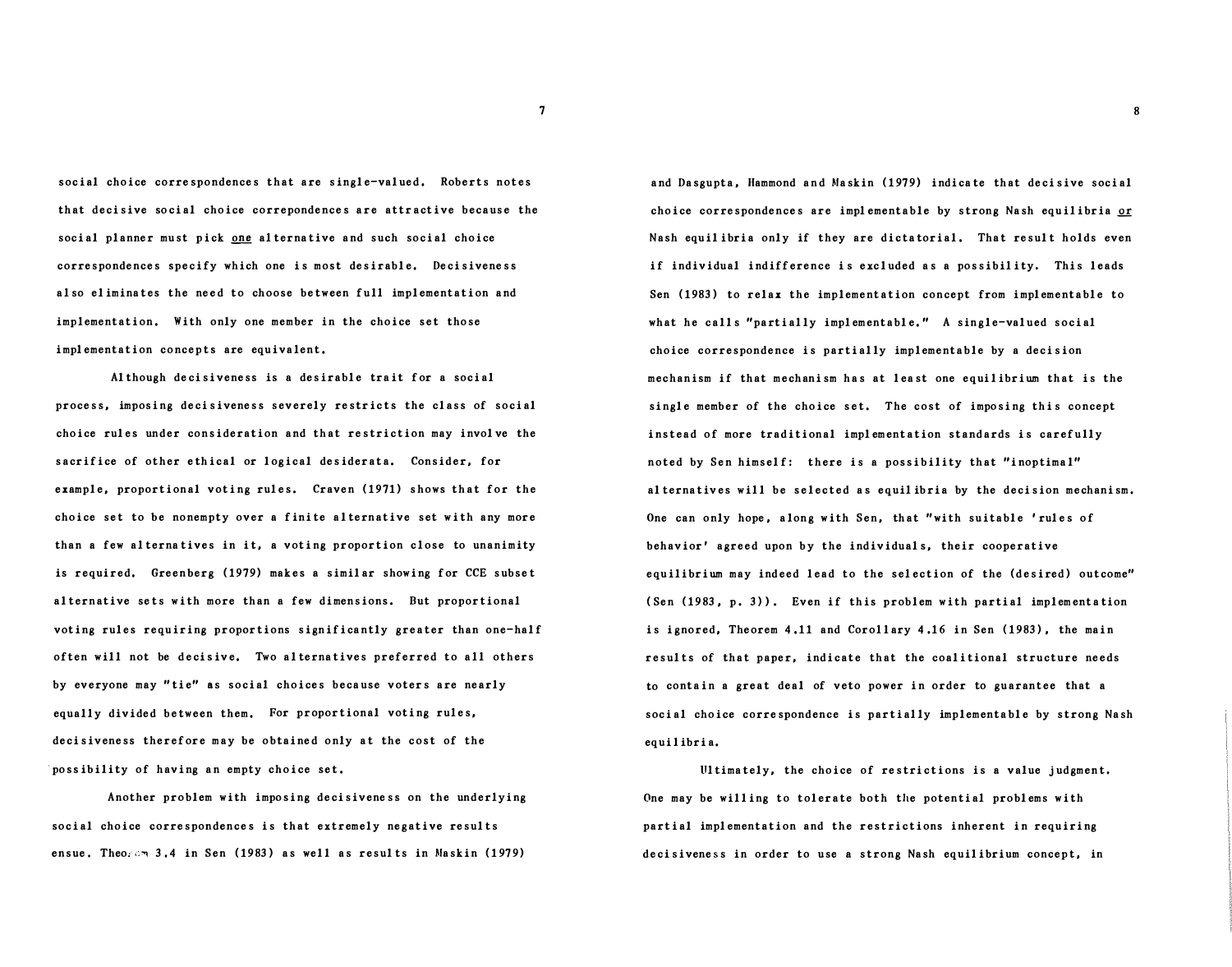social choice correspondences that are single-valued. Roberts notes that decisive social choice correpondences are attractive because the social planner must pick one alternative and such social choice correspondences specify which one is most desirable. Decisiveness also eliminates the need to choose between full implementation and implementation. With only one member in the choice set those implementation concepts are equivalent.

Although decisiveness is a desirable trait for a social process, imposing decisiveness severely restricts the class of social choice rules under consideration and that restriction may involve the sacrifice of other ethical or logical desiderata. Consider, for example, proportional voting rules. Craven (1971) shows that for the choice set to be nonempty over a finite alternative set with any more than a few alternatives in it, a voting proportion close to unanimity is required. Greenberg (1979) makes a similar showing for CCE subset alternative sets with more than a few dimensions. But proportional voting rules requiring proportions significantly greater than one-half often will not be decisive. Two alternatives preferred to all others by everyone may "tie" as social choices because voters are nearly equally divided between them. For proportional voting rules, decisiveness therefore may be obtained only at the cost of the possibility of having an empty choice set.

Another problem with imposing decisiveness on the underlying social choice correspondences is that extremely negative results ensue. Theorem 3.4 in Sen (1983) as well as results in Maskin (1979) and Dasgupta, Hammond and Maskin (1979) indicate that decisive social choice correspondences are implementable by strong Nash equilibria or Nash equilibria only if they are dictatorial. That result holds even if individual indifference is excluded as a possibility. This leads Sen (1983) to relax the implementation concept from implementable to what he calls "partially implementable." A single-valued social choice correspondence is partially implementable by a decision mechanism if that mechanism has at least one equilibrium that is the single member of the choice set. The cost of imposing this concept instead of more traditional implementation standards is carefully noted by Sen himself: there is a possibility that "inoptimal" alternatives will be selected as equilibria by the decision mechanism. One can only hope, along with Sen, that "with suitable 'rules of behavior' agreed upon by the individuals, their cooperative equilibrium may indeed lead to the selection of the (desired) outcome" (Sen (1983, p. 3)). Even if this problem with partial implementation is ignored, Theorem 4.11 and Corollary 4.16 in Sen (1983), the main results of that paper, indicate that the coalitional structure needs to contain a great deal of veto power in order to guarantee that a social choice correspondence is partially implementable by strong Nash equilibria.

Ultimately, the choice of restrictions is a value judgment. One may be willing to tolerate both the potential problems with partial implementation and the restrictions inherent in requiring decisiveness in order to use a strong Nash equilibrium concept, in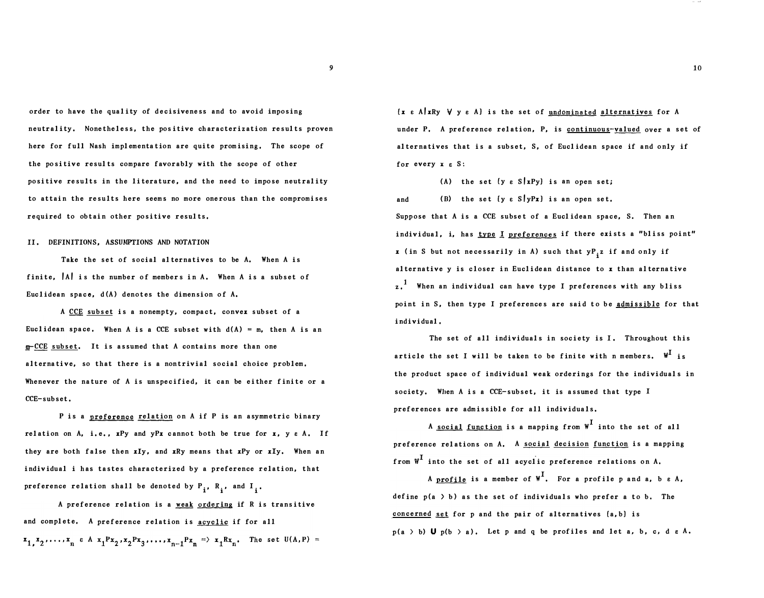order to have the quality of decisiveness and to avoid imposing neutrality. Nonetheless, the positive characterization results proven here for full Nash implementation are quite promising. The scope of the positive results compare favorably with the scope of other positive results in the literature, and the need to impose neutrality to attain the results here seems no more onerous than the compromises required to obtain other positive results.

## II. DEFINITIONS, ASSUMPTIONS AND NOTATION

Take the set of social alternatives to be A. When A is finite, $|A|$ is the number of members in A. When A is a subset of Euclidean space, d(A) denotes the dimension of A.

A <u>CCE subset</u> is a nonempty, compact, convex subset of a Euclidean space. When A is a CCE subset with $d(A) = m$, then A is an <u>m-CCE subset</u>. It is assumed that A contains more than one alternative, so that there is a nontrivial social choice problem. Whenever the nature of A is unspecified, it can be either finite or a CCE-subset.

P is a <u>preference relation</u> on A if P is an asymmetric binary relation on A, i.e., xPy and yPx cannot both be true for $x, y \in A$. If they are both false then xIy, and xRy means that xPy or xIy. When an individual i has tastes characterized by a preference relation, that preference relation shall be denoted by $P_i$, $R_i$, and $I_i$.

A preference relation is a <u>weak ordering</u> if R is transitive and complete. A preference relation is <u>acyclic</u> if for all $x_1, x_2, \ldots, x_n \in A$ $x_1Px_2, x_2Px_3, \ldots, x_{n-1}Px_n \Rightarrow x_1Rx_n$. The set $U(A,P) = \{x \in A | xRy \;\forall\; y \in A\}$ is the set of <u>undominated alternatives</u> for A under P. A preference relation, P, is <u>continuous-valued</u> over a set of alternatives that is a subset, S, of Euclidean space if and only if for every $x \in S$:

(A) the set $\{y \in S | xPy\}$ is an open set;

and (B) the set $\{y \in S | yPx\}$ is an open set.

Suppose that A is a CCE subset of a Euclidean space, S. Then an individual, i, has <u>type I preferences</u> if there exists a "bliss point" x (in S but not necessarily in A) such that $yP_iz$ if and only if alternative y is closer in Euclidean distance to x than alternative z.[1] When an individual can have type I preferences with any bliss point in S, then type I preferences are said to be <u>admissible</u> for that individual.

The set of all individuals in society is I. Throughout this article the set I will be taken to be finite with n members. $W^I$ is the product space of individual weak orderings for the individuals in society. When A is a CCE-subset, it is assumed that type I preferences are admissible for all individuals.

A <u>social function</u> is a mapping from $W^I$ into the set of all preference relations on A. A <u>social decision function</u> is a mapping from $W^I$ into the set of all acyclic preference relations on A.

A <u>profile</u> is a member of $W^I$. For a profile p and $a, b \in A$, define $p(a > b)$ as the set of individuals who prefer a to b. The <u>concerned set</u> for p and the pair of alternatives $\{a,b\}$ is $p(a > b) \cup p(b > a)$. Let p and q be profiles and let $a, b, c, d \in A$.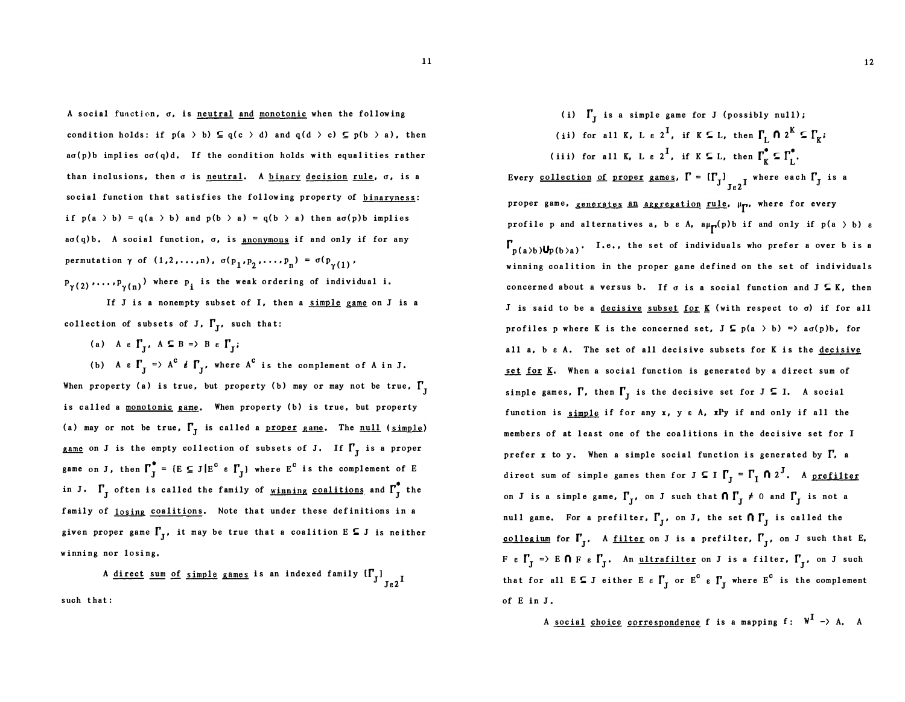A social function, $\sigma$, is neutral and monotonic when the following condition holds: if $p(a > b) \subseteq q(c > d)$ and $q(d > c) \subseteq p(b > a)$, then $a\sigma(p)b$ implies $c\sigma(q)d$. If the condition holds with equalities rather than inclusions, then $\sigma$ is neutral. A binary decision rule, $\sigma$, is a social function that satisfies the following property of binaryness: if $p(a > b) = q(a > b)$ and $p(b > a) = q(b > a)$ then $a\sigma(p)b$ implies $a\sigma(q)b$. A social function, $\sigma$, is anonymous if and only if for any permutation $\gamma$ of $(1,2,\ldots,n)$, $\sigma(p_1,p_2,\ldots,p_n) = \sigma(p_{\gamma(1)}, p_{\gamma(2)},\ldots,p_{\gamma(n)})$ where $p_i$ is the weak ordering of individual i.

If J is a nonempty subset of I, then a simple game on J is a collection of subsets of J, $\Gamma_J$, such that:

(a) $A \in \Gamma_J$, $A \subseteq B \Rightarrow B \in \Gamma_J$;

(b) $A \in \Gamma_J \Rightarrow A^c \notin \Gamma_J$, where $A^c$ is the complement of A in J.

When property (a) is true, but property (b) may or may not be true, $\Gamma_J$ is called a monotonic game. When property (b) is true, but property (a) may or not be true, $\Gamma_J$ is called a proper game. The null (simple) game on J is the empty collection of subsets of J. If $\Gamma_J$ is a proper game on J, then $\Gamma_J^* = \{E \subseteq J | E^c \in \Gamma_J\}$ where $E^c$ is the complement of E in J. $\Gamma_J$ often is called the family of winning coalitions and $\Gamma_J^*$ the family of losing coalitions. Note that under these definitions in a given proper game $\Gamma_J$, it may be true that a coalition $E \subseteq J$ is neither winning nor losing.

A direct sum of simple games is an indexed family $[\Gamma_J]_{J\varepsilon 2^I}$ such that:

(i) $\Gamma_J$ is a simple game for J (possibly null);

(ii) for all K, $L \in 2^I$, if $K \subseteq L$, then $\Gamma_L \cap 2^K \subseteq \Gamma_K$;

(iii) for all K, $L \in 2^I$, if $K \subseteq L$, then $\Gamma_K^* \subseteq \Gamma_L^*$.

Every collection of proper games, $\Gamma = [\Gamma_J]_{J\varepsilon 2^I}$ where each $\Gamma_J$ is a proper game, generates an aggregation rule, $\mu_\Gamma$, where for every profile p and alternatives a, $b \in A$, $a\mu_\Gamma(p)b$ if and only if $p(a > b) \in \Gamma_{p(a>b)\cup p(b>a)}$. I.e., the set of individuals who prefer a over b is a winning coalition in the proper game defined on the set of individuals concerned about a versus b. If $\sigma$ is a social function and $J \subseteq K$, then J is said to be a decisive subset for K (with respect to $\sigma$) if for all profiles p where K is the concerned set, $J \subseteq p(a > b) \Rightarrow a\sigma(p)b$, for all a, $b \in A$. The set of all decisive subsets for K is the decisive set for K. When a social function is generated by a direct sum of simple games, $\Gamma$, then $\Gamma_J$ is the decisive set for $J \subseteq I$. A social function is simple if for any x, $y \in A$, xPy if and only if all the members of at least one of the coalitions in the decisive set for I prefer x to y. When a simple social function is generated by $\Gamma$, a direct sum of simple games then for $J \subseteq I$ $\Gamma_J = \Gamma_I \cap 2^J$. A prefilter on J is a simple game, $\Gamma_J$, on J such that $\cap \Gamma_J \neq 0$ and $\Gamma_J$ is not a null game. For a prefilter, $\Gamma_J$, on J, the set $\cap \Gamma_J$ is called the collegium for $\Gamma_J$. A filter on J is a prefilter, $\Gamma_J$, on J such that E, $F \in \Gamma_J \Rightarrow E \cap F \in \Gamma_J$. An ultrafilter on J is a filter, $\Gamma_J$, on J such that for all $E \subseteq J$ either $E \in \Gamma_J$ or $E^c \in \Gamma_J$ where $E^c$ is the complement of E in J.

A social choice correspondence f is a mapping $f: W^I \rightarrow A$. A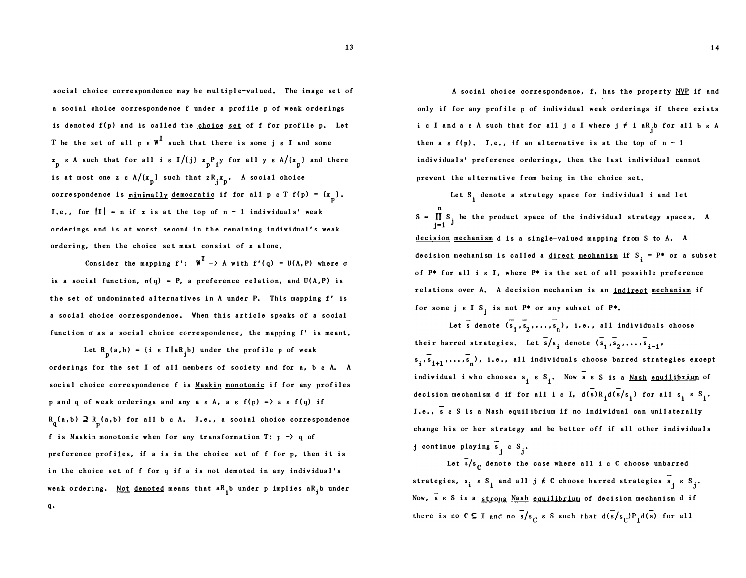social choice correspondence may be multiple-valued. The image set of a social choice correspondence f under a profile p of weak orderings is denoted f(p) and is called the choice set of f for profile p. Let T be the set of all $p \in W^I$ such that there is some $j \in I$ and some $x_p \in A$ such that for all $i \in I/\{j\}$ $x_p P_i y$ for all $y \in A/\{x_p\}$ and there is at most one $z \in A/\{x_p\}$ such that $zR_j x_p$. A social choice correspondence is minimally democratic if for all $p \in T$ $f(p) = \{x_p\}$. I.e., for $|I| = n$ if x is at the top of n - 1 individuals' weak orderings and is at worst second in the remaining individual's weak ordering, then the choice set must consist of x alone.

Consider the mapping $f'$: $W^I \rightarrow A$ with $f'(q) = U(A,P)$ where $\sigma$ is a social function, $\sigma(q) = P$, a preference relation, and U(A,P) is the set of undominated alternatives in A under P. This mapping f' is a social choice correspondence. When this article speaks of a social function $\sigma$ as a social choice correspondence, the mapping f' is meant.

Let $R_p(a,b) = \{i \in I | aR_i b\}$ under the profile p of weak orderings for the set I of all members of society and for a, b $\in$ A. A social choice correspondence f is Maskin monotonic if for any profiles p and q of weak orderings and any $a \in A$, $a \in f(p) \Rightarrow a \in f(q)$ if $R_q(a,b) \supseteq R_p(a,b)$ for all $b \in A$. I.e., a social choice correspondence f is Maskin monotonic when for any transformation T: p -> q of preference profiles, if a is in the choice set of f for p, then it is in the choice set of f for q if a is not demoted in any individual's weak ordering. Not demoted means that $aR_i b$ under p implies $aR_i b$ under q.

A social choice correspondence, f, has the property NVP if and only if for any profile p of individual weak orderings if there exists $i \in I$ and $a \in A$ such that for all $j \in I$ where $j \neq i$ $aR_j b$ for all $b \in A$ then $a \in f(p)$. I.e., if an alternative is at the top of n - 1 individuals' preference orderings, then the last individual cannot prevent the alternative from being in the choice set.

Let $S_i$ denote a strategy space for individual i and let $S = \prod_{j=1}^{n} S_j$ be the product space of the individual strategy spaces. A decision mechanism d is a single-valued mapping from S to A. A decision mechanism is called a direct mechanism if $S_i = P^*$ or a subset of $P^*$ for all $i \in I$, where $P^*$ is the set of all possible preference relations over A. A decision mechanism is an indirect mechanism if for some $j \in I$ $S_j$ is not $P^*$ or any subset of $P^*$.

Let $\bar{s}$ denote $(\bar{s}_1, \bar{s}_2, \ldots, \bar{s}_n)$, i.e., all individuals choose their barred strategies. Let $\bar{s}/s_i$ denote $(\bar{s}_1, \bar{s}_2, \ldots, \bar{s}_{i-1}, s_i, \bar{s}_{i+1}, \ldots, \bar{s}_n)$, i.e., all individuals choose barred strategies except individual i who chooses $s_i \in S_i$. Now $\bar{s} \in S$ is a Nash equilibrium of decision mechanism d if for all $i \in I$, $d(\bar{s}) R_i d(\bar{s}/s_i)$ for all $s_i \in S_i$. I.e., $\bar{s} \in S$ is a Nash equilibrium if no individual can unilaterally change his or her strategy and be better off if all other individuals j continue playing $\bar{s}_j \in S_j$.

Let $\bar{s}/s_C$ denote the case where all $i \in C$ choose unbarred strategies, $s_i \in S_i$ and all $j \notin C$ choose barred strategies $\bar{s}_j \in S_j$. Now, $\bar{s} \in S$ is a strong Nash equilibrium of decision mechanism d if there is no $C \subseteq I$ and no $\bar{s}/s_C \in S$ such that $d(\bar{s}/s_C) P_i d(\bar{s})$ for all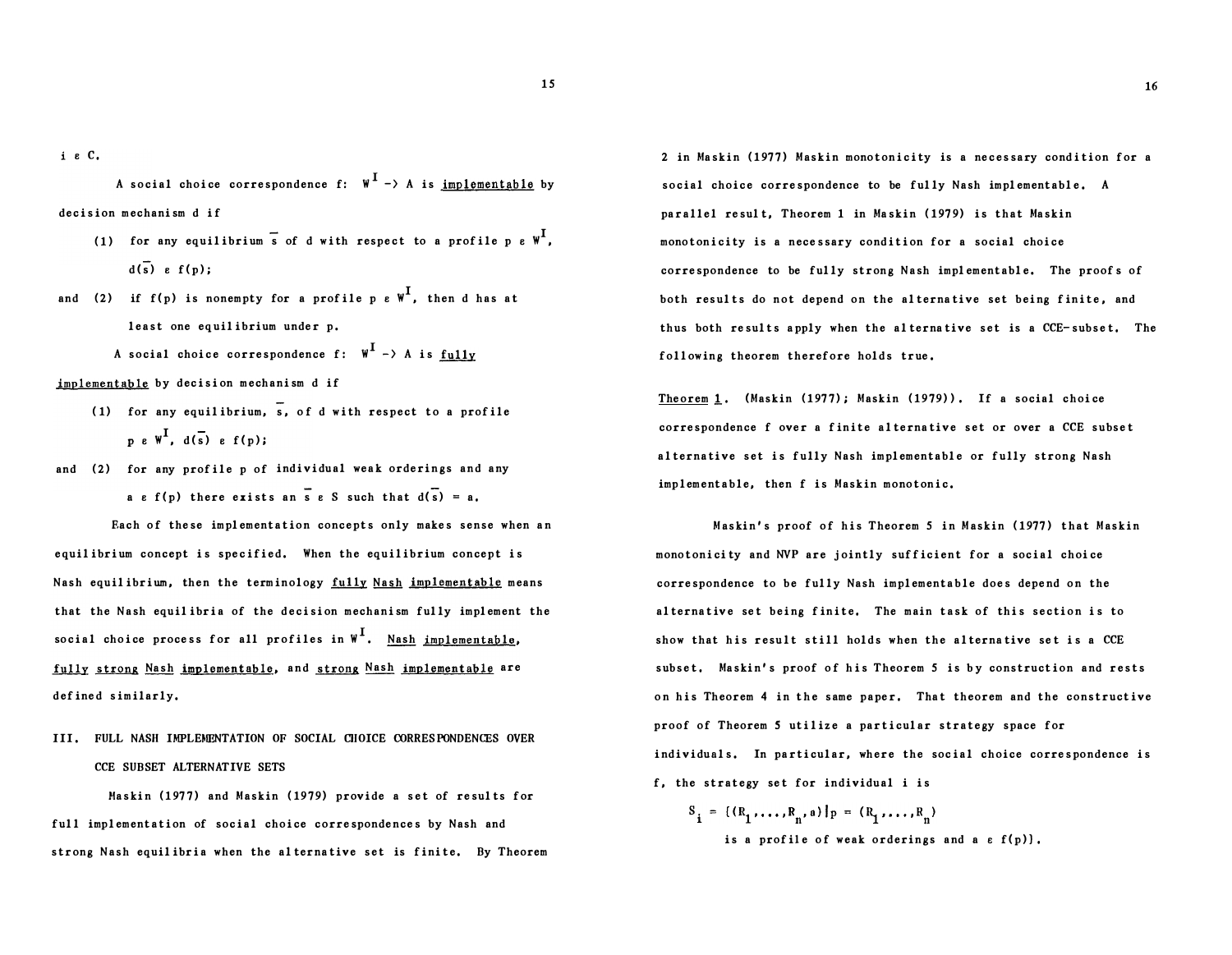$i \in C$.

A social choice correspondence $f$: $W^I \to A$ is implementable by decision mechanism $d$ if

(1) for any equilibrium $\bar{s}$ of $d$ with respect to a profile $p \in W^I$, $d(\bar{s}) \in f(p)$;

and (2) if $f(p)$ is nonempty for a profile $p \in W^I$, then $d$ has at least one equilibrium under $p$.

A social choice correspondence $f$: $W^I \to A$ is fully implementable by decision mechanism $d$ if

(1) for any equilibrium, $\bar{s}$, of $d$ with respect to a profile $p \in W^I$, $d(\bar{s}) \in f(p)$;

and (2) for any profile $p$ of individual weak orderings and any $a \in f(p)$ there exists an $\bar{s} \in S$ such that $d(\bar{s}) = a$.

Each of these implementation concepts only makes sense when an equilibrium concept is specified. When the equilibrium concept is Nash equilibrium, then the terminology fully Nash implementable means that the Nash equilibria of the decision mechanism fully implement the social choice process for all profiles in $W^I$. Nash implementable, fully strong Nash implementable, and strong Nash implementable are defined similarly.

## III. FULL NASH IMPLEMENTATION OF SOCIAL CHOICE CORRESPONDENCES OVER CCE SUBSET ALTERNATIVE SETS

Maskin (1977) and Maskin (1979) provide a set of results for full implementation of social choice correspondences by Nash and strong Nash equilibria when the alternative set is finite. By Theorem 2 in Maskin (1977) Maskin monotonicity is a necessary condition for a social choice correspondence to be fully Nash implementable. A parallel result, Theorem 1 in Maskin (1979) is that Maskin monotonicity is a necessary condition for a social choice correspondence to be fully strong Nash implementable. The proofs of both results do not depend on the alternative set being finite, and thus both results apply when the alternative set is a CCE-subset. The following theorem therefore holds true.

Theorem 1. (Maskin (1977); Maskin (1979)). If a social choice correspondence $f$ over a finite alternative set or over a CCE subset alternative set is fully Nash implementable or fully strong Nash implementable, then $f$ is Maskin monotonic.

Maskin's proof of his Theorem 5 in Maskin (1977) that Maskin monotonicity and NVP are jointly sufficient for a social choice correspondence to be fully Nash implementable does depend on the alternative set being finite. The main task of this section is to show that his result still holds when the alternative set is a CCE subset. Maskin's proof of his Theorem 5 is by construction and rests on his Theorem 4 in the same paper. That theorem and the constructive proof of Theorem 5 utilize a particular strategy space for individuals. In particular, where the social choice correspondence is $f$, the strategy set for individual $i$ is

$$S_i = \{(R_1, \ldots, R_n, a) | p = (R_1, \ldots, R_n) \text{ is a profile of weak orderings and } a \in f(p)\}.$$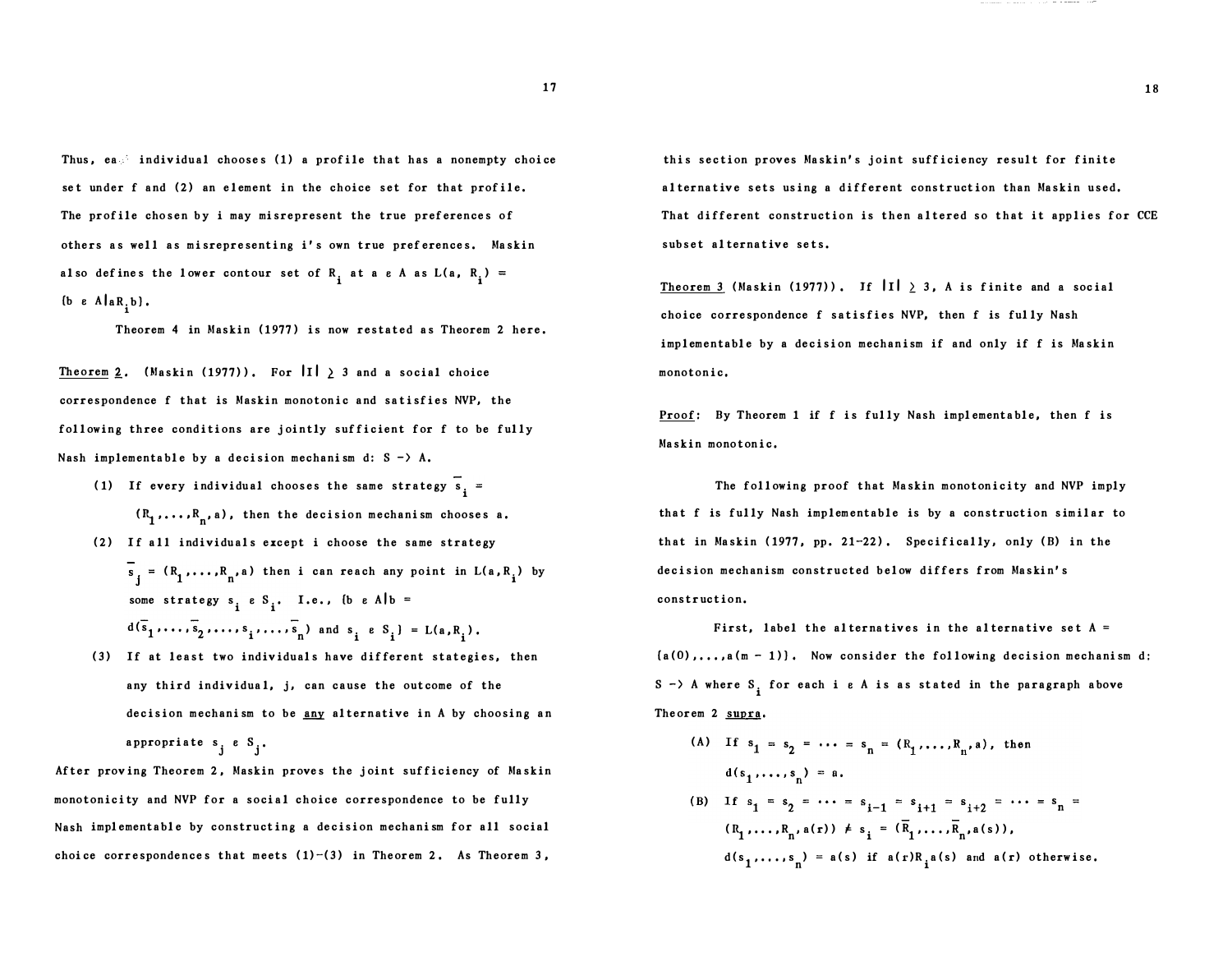Thus, ea individual chooses (1) a profile that has a nonempty choice set under f and (2) an element in the choice set for that profile. The profile chosen by i may misrepresent the true preferences of others as well as misrepresenting i's own true preferences. Maskin also defines the lower contour set of $R_i$ at $a \in A$ as $L(a, R_i) = \{b \in A | aR_i b\}$.

Theorem 4 in Maskin (1977) is now restated as Theorem 2 here.

<u>Theorem 2</u>. (Maskin (1977)). For $|I| \geq 3$ and a social choice correspondence f that is Maskin monotonic and satisfies NVP, the following three conditions are jointly sufficient for f to be fully Nash implementable by a decision mechanism $d: S \rightarrow A$.

(1) If every individual chooses the same strategy $\bar{s}_i = (R_1, \ldots, R_n, a)$, then the decision mechanism chooses a.

(2) If all individuals except i choose the same strategy $\bar{s}_j = (R_1, \ldots, R_n, a)$ then i can reach any point in $L(a, R_i)$ by some strategy $s_i \in S_i$. I.e., $\{b \in A | b = d(\bar{s}_1, \ldots, \bar{s}_2, \ldots, s_i, \ldots, \bar{s}_n) \text{ and } s_i \in S_i\} = L(a, R_i)$.

(3) If at least two individuals have different stategies, then any third individual, j, can cause the outcome of the decision mechanism to be <u>any</u> alternative in A by choosing an appropriate $s_j \in S_j$.

After proving Theorem 2, Maskin proves the joint sufficiency of Maskin monotonicity and NVP for a social choice correspondence to be fully Nash implementable by constructing a decision mechanism for all social choice correspondences that meets (1)-(3) in Theorem 2. As Theorem 3, this section proves Maskin's joint sufficiency result for finite alternative sets using a different construction than Maskin used. That different construction is then altered so that it applies for CCE subset alternative sets.

<u>Theorem 3</u> (Maskin (1977)). If $|I| \geq 3$, A is finite and a social choice correspondence f satisfies NVP, then f is fully Nash implementable by a decision mechanism if and only if f is Maskin monotonic.

<u>Proof</u>: By Theorem 1 if f is fully Nash implementable, then f is Maskin monotonic.

The following proof that Maskin monotonicity and NVP imply that f is fully Nash implementable is by a construction similar to that in Maskin (1977, pp. 21-22). Specifically, only (B) in the decision mechanism constructed below differs from Maskin's construction.

First, label the alternatives in the alternative set $A = \{a(0), \ldots, a(m-1)\}$. Now consider the following decision mechanism $d: S \rightarrow A$ where $S_i$ for each $i \in A$ is as stated in the paragraph above Theorem 2 <u>supra</u>.

(A) If $s_1 = s_2 = \cdots = s_n = (R_1, \ldots, R_n, a)$, then $d(s_1, \ldots, s_n) = a$.

(B) If $s_1 = s_2 = \cdots = s_{i-1} = s_{i+1} = s_{i+2} = \cdots = s_n = (R_1, \ldots, R_n, a(r)) \neq s_i = (\bar{R}_1, \ldots, \bar{R}_n, a(s))$, $d(s_1, \ldots, s_n) = a(s)$ if $a(r) R_i a(s)$ and $a(r)$ otherwise.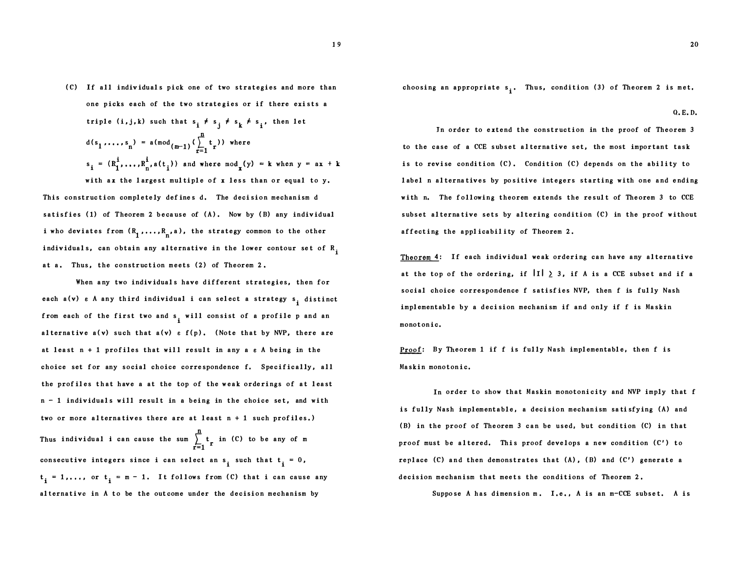(C) If all individuals pick one of two strategies and more than one picks each of the two strategies or if there exists a triple $(i,j,k)$ such that $s_i \neq s_j \neq s_k \neq s_i$, then let $d(s_1,\ldots,s_n) = a(\text{mod}_{(m-1)}(\sum_{r=1}^{n} t_r))$ where $s_i = (R_1^i,\ldots,R_n^i,a(t_i))$ and where $\text{mod}_x(y) = k$ when $y = ax + k$ with $ax$ the largest multiple of $x$ less than or equal to $y$.

This construction completely defines d. The decision mechanism d satisfies (1) of Theorem 2 because of (A). Now by (B) any individual i who deviates from $(R_1,\ldots,R_n,a)$, the strategy common to the other individuals, can obtain any alternative in the lower contour set of $R_i$ at a. Thus, the construction meets (2) of Theorem 2.

When any two individuals have different strategies, then for each $a(v) \in A$ any third individual i can select a strategy $s_i$ distinct from each of the first two and $s_i$ will consist of a profile p and an alternative $a(v)$ such that $a(v) \in f(p)$. (Note that by NVP, there are at least $n+1$ profiles that will result in any $a \in A$ being in the choice set for any social choice correspondence f. Specifically, all the profiles that have a at the top of the weak orderings of at least $n-1$ individuals will result in a being in the choice set, and with two or more alternatives there are at least $n+1$ such profiles.) Thus individual i can cause the sum $\sum_{r=1}^{n} t_r$ in (C) to be any of m consecutive integers since i can select an $s_i$ such that $t_i = 0$, $t_i = 1,\ldots,$ or $t_i = m-1$. It follows from (C) that i can cause any alternative in A to be the outcome under the decision mechanism by choosing an appropriate $s_i$. Thus, condition (3) of Theorem 2 is met.

Q.E.D.

In order to extend the construction in the proof of Theorem 3 to the case of a CCE subset alternative set, the most important task is to revise condition (C). Condition (C) depends on the ability to label n alternatives by positive integers starting with one and ending with n. The following theorem extends the result of Theorem 3 to CCE subset alternative sets by altering condition (C) in the proof without affecting the applicability of Theorem 2.

<u>Theorem 4</u>: If each individual weak ordering can have any alternative at the top of the ordering, if $|I| \geq 3$, if A is a CCE subset and if a social choice correspondence f satisfies NVP, then f is fully Nash implementable by a decision mechanism if and only if f is Maskin monotonic.

<u>Proof</u>: By Theorem 1 if f is fully Nash implementable, then f is Maskin monotonic.

In order to show that Maskin monotonicity and NVP imply that f is fully Nash implementable, a decision mechanism satisfying (A) and (B) in the proof of Theorem 3 can be used, but condition (C) in that proof must be altered. This proof develops a new condition (C') to replace (C) and then demonstrates that (A), (B) and (C') generate a decision mechanism that meets the conditions of Theorem 2.

Suppose A has dimension m. I.e., A is an m-CCE subset. A is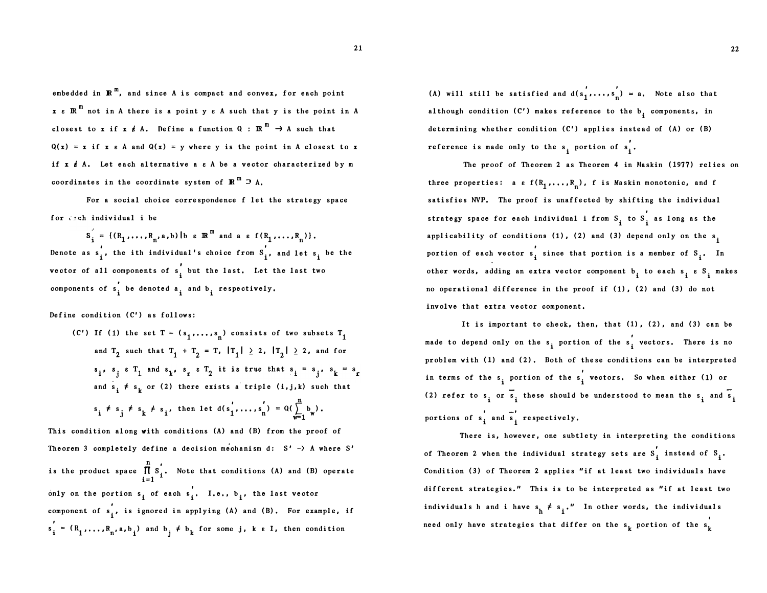embedded in $\mathbb{R}^m$, and since A is compact and convex, for each point $x \in \mathbb{R}^m$ not in A there is a point $y \in A$ such that y is the point in A closest to x if $x \notin A$. Define a function $Q : \mathbb{R}^m \rightarrow A$ such that $Q(x) = x$ if $x \in A$ and $Q(x) = y$ where y is the point in A closest to x if $x \notin A$. Let each alternative $a \in A$ be a vector characterized by m coordinates in the coordinate system of $\mathbb{R}^m \supset A$.

For a social choice correspondence f let the strategy space for each individual i be

$$S_i' = \{(R_1,\ldots,R_n,a,b) | b \in \mathbb{R}^m \text{ and } a \in f(R_1,\ldots,R_n)\}.$$

Denote as $s_i'$, the ith individual's choice from $S_i'$, and let $s_i$ be the vector of all components of $s_i'$ but the last. Let the last two components of $s_i'$ be denoted $a_i$ and $b_i$ respectively.

Define condition (C') as follows:

(C') If (1) the set $T = (s_1,\ldots,s_n)$ consists of two subsets $T_1$ and $T_2$ such that $T_1 + T_2 = T$, $|T_1| \geq 2$, $|T_2| \geq 2$, and for $s_i$, $s_j \in T_1$ and $s_k$, $s_r \in T_2$ it is true that $s_i = s_j$, $s_k = s_r$ and $s_i \neq s_k$ or (2) there exists a triple (i,j,k) such that $s_i \neq s_j \neq s_k \neq s_i$, then let $d(s_1',\ldots,s_n') = Q(\sum_{w=1}^{n} b_w)$.

This condition along with conditions (A) and (B) from the proof of Theorem 3 completely define a decision mechanism $d: S' \rightarrow A$ where $S'$ is the product space $\prod_{i=1}^{n} S_i'$. Note that conditions (A) and (B) operate only on the portion $s_i$ of each $s_i'$. I.e., $b_i$, the last vector component of $s_i'$, is ignored in applying (A) and (B). For example, if $s_i' = (R_1,\ldots,R_n,a,b_i)$ and $b_j \neq b_k$ for some j, $k \in I$, then condition (A) will still be satisfied and $d(s_1',\ldots,s_n') = a$. Note also that although condition (C') makes reference to the $b_i$ components, in determining whether condition (C') applies instead of (A) or (B) reference is made only to the $s_i$ portion of $s_i'$.

The proof of Theorem 2 as Theorem 4 in Maskin (1977) relies on three properties: $a \in f(R_1,\ldots,R_n)$, f is Maskin monotonic, and f satisfies NVP. The proof is unaffected by shifting the individual strategy space for each individual i from $S_i$ to $S_i'$ as long as the applicability of conditions (1), (2) and (3) depend only on the $s_i$ portion of each vector $s_i'$ since that portion is a member of $S_i$. In other words, adding an extra vector component $b_i$ to each $s_i \in S_i$ makes no operational difference in the proof if (1), (2) and (3) do not involve that extra vector component.

It is important to check, then, that (1), (2), and (3) can be made to depend only on the $s_i$ portion of the $s_i'$ vectors. There is no problem with (1) and (2). Both of these conditions can be interpreted in terms of the $s_i$ portion of the $s_i'$ vectors. So when either (1) or (2) refer to $s_i$ or $\bar{s}_i$ these should be understood to mean the $s_i$ and $\bar{s}_i$ portions of $s_i'$ and $\bar{s}_i'$ respectively.

There is, however, one subtlety in interpreting the conditions of Theorem 2 when the individual strategy sets are $S_i'$ instead of $S_i$. Condition (3) of Theorem 2 applies "if at least two individuals have different strategies." This is to be interpreted as "if at least two individuals h and i have $s_h \neq s_i$." In other words, the individuals need only have strategies that differ on the $s_k$ portion of the $s_k'$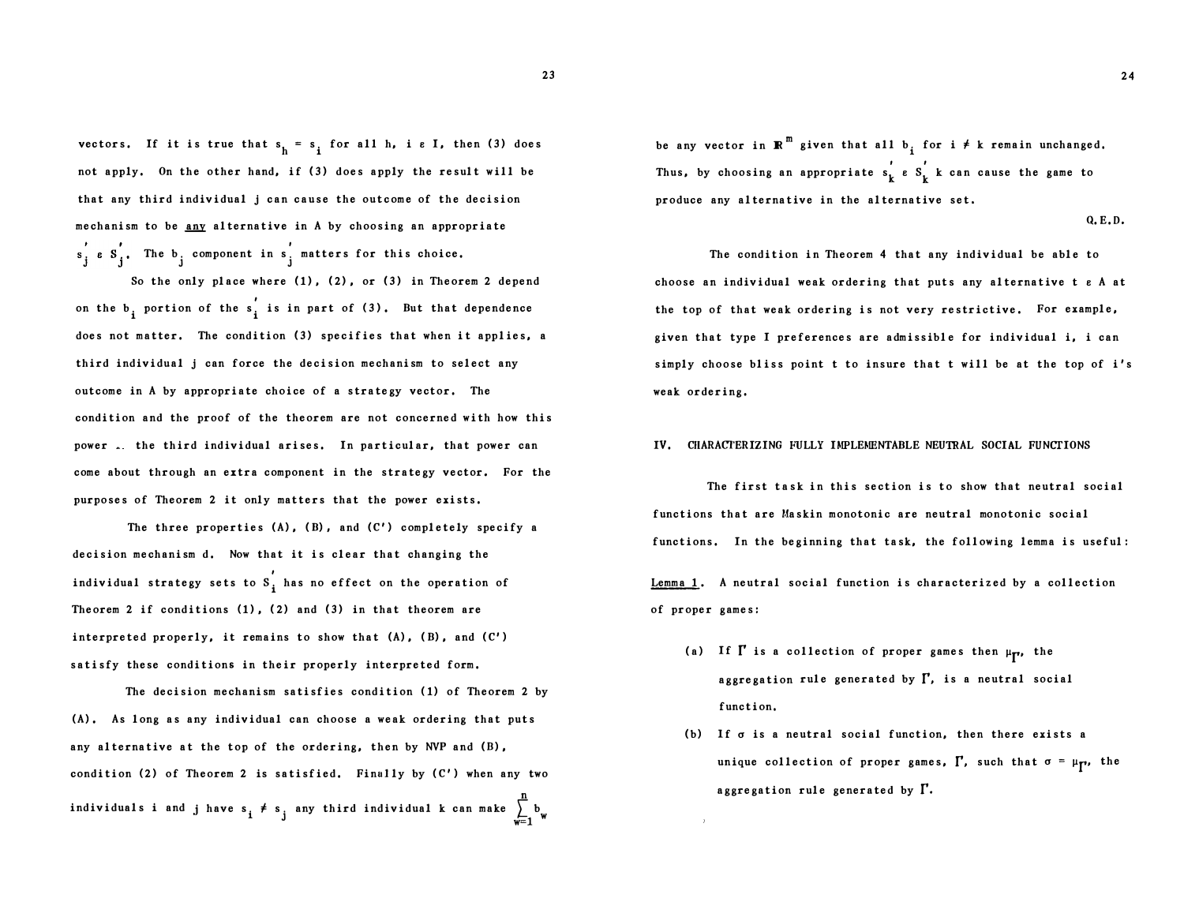vectors. If it is true that $s_h = s_i$ for all h, i ε I, then (3) does not apply. On the other hand, if (3) does apply the result will be that any third individual j can cause the outcome of the decision mechanism to be <u>any</u> alternative in A by choosing an appropriate $s_j' \in S_j'$. The $b_j$ component in $s_j'$ matters for this choice.

So the only place where (1), (2), or (3) in Theorem 2 depend on the $b_i$ portion of the $s_i'$ is in part of (3). But that dependence does not matter. The condition (3) specifies that when it applies, a third individual j can force the decision mechanism to select any outcome in A by appropriate choice of a strategy vector. The condition and the proof of the theorem are not concerned with how this power .. the third individual arises. In particular, that power can come about through an extra component in the strategy vector. For the purposes of Theorem 2 it only matters that the power exists.

The three properties (A), (B), and (C′) completely specify a decision mechanism d. Now that it is clear that changing the individual strategy sets to $S_i'$ has no effect on the operation of Theorem 2 if conditions (1), (2) and (3) in that theorem are interpreted properly, it remains to show that (A), (B), and (C′) satisfy these conditions in their properly interpreted form.

The decision mechanism satisfies condition (1) of Theorem 2 by (A). As long as any individual can choose a weak ordering that puts any alternative at the top of the ordering, then by NVP and (B), condition (2) of Theorem 2 is satisfied. Finally by (C′) when any two individuals i and j have $s_i \neq s_j$ any third individual k can make $\sum_{w=1}^{n} b_w$ be any vector in $\mathbb{R}^m$ given that all $b_i$ for $i \neq k$ remain unchanged. Thus, by choosing an appropriate $s_k' \in S_k'$ k can cause the game to produce any alternative in the alternative set.

Q.E.D.

The condition in Theorem 4 that any individual be able to choose an individual weak ordering that puts any alternative t ε A at the top of that weak ordering is not very restrictive. For example, given that type I preferences are admissible for individual i, i can simply choose bliss point t to insure that t will be at the top of i's weak ordering.

## IV. CHARACTERIZING FULLY IMPLEMENTABLE NEUTRAL SOCIAL FUNCTIONS

The first task in this section is to show that neutral social functions that are Maskin monotonic are neutral monotonic social functions. In the beginning that task, the following lemma is useful:

<u>Lemma 1</u>. A neutral social function is characterized by a collection of proper games:

(a) If $\Gamma$ is a collection of proper games then $\mu_\Gamma$, the aggregation rule generated by $\Gamma$, is a neutral social function.

(b) If $\sigma$ is a neutral social function, then there exists a unique collection of proper games, $\Gamma$, such that $\sigma = \mu_\Gamma$, the aggregation rule generated by $\Gamma$.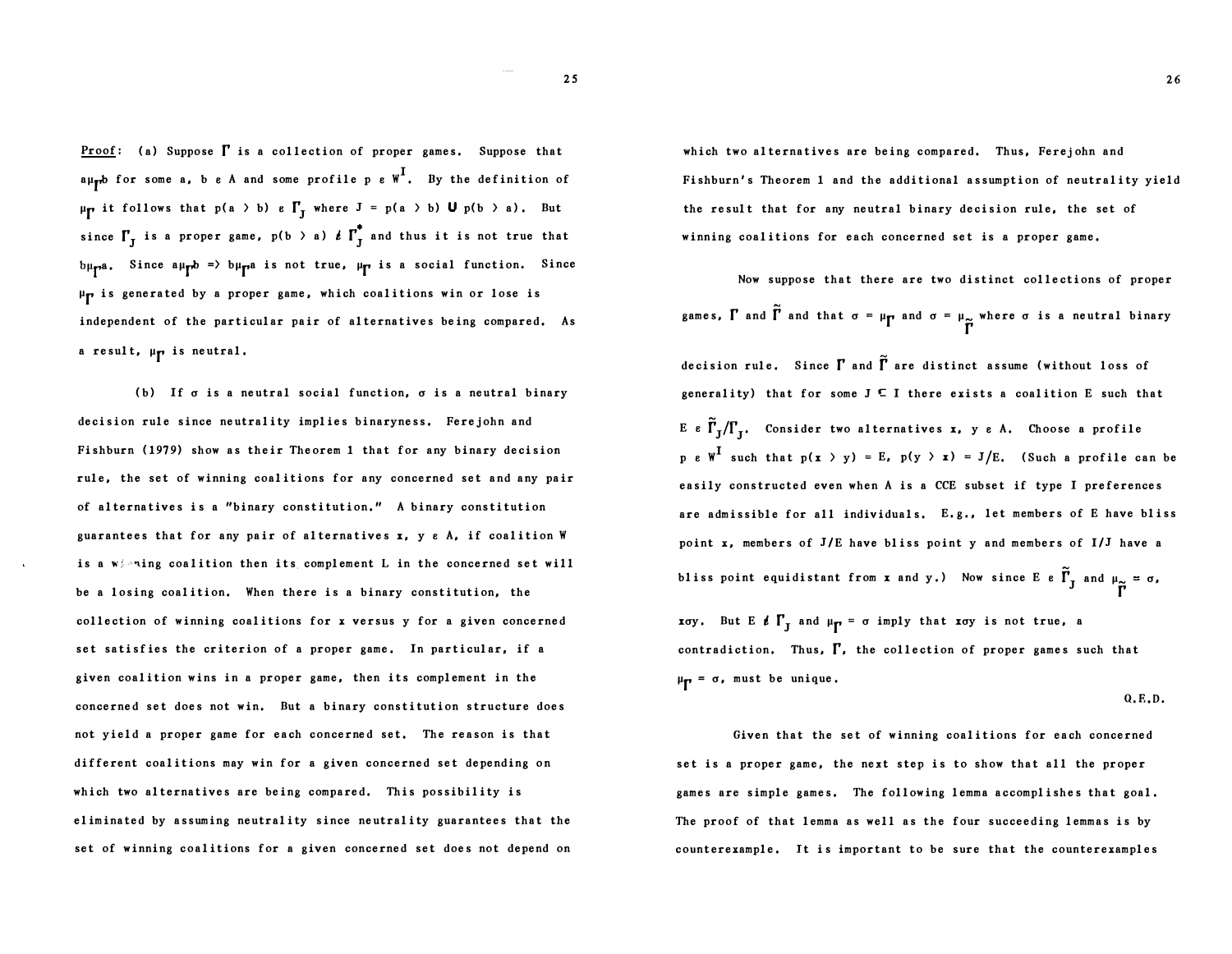**Proof**: (a) Suppose $\Gamma$ is a collection of proper games. Suppose that $a\mu_\Gamma b$ for some a, b $\varepsilon$ A and some profile p $\varepsilon$ $W^I$. By the definition of $\mu_\Gamma$ it follows that $p(a > b) \varepsilon \Gamma_J$ where $J = p(a > b) \cup p(b > a)$. But since $\Gamma_J$ is a proper game, $p(b > a) \notin \Gamma_J^*$ and thus it is not true that $b\mu_\Gamma a$. Since $a\mu_\Gamma b \Rightarrow b\mu_\Gamma a$ is not true, $\mu_\Gamma$ is a social function. Since $\mu_\Gamma$ is generated by a proper game, which coalitions win or lose is independent of the particular pair of alternatives being compared. As a result, $\mu_\Gamma$ is neutral.

(b) If $\sigma$ is a neutral social function, $\sigma$ is a neutral binary decision rule since neutrality implies binaryness. Ferejohn and Fishburn (1979) show as their Theorem 1 that for any binary decision rule, the set of winning coalitions for any concerned set and any pair of alternatives is a "binary constitution." A binary constitution guarantees that for any pair of alternatives x, y $\varepsilon$ A, if coalition W is a winning coalition then its complement L in the concerned set will be a losing coalition. When there is a binary constitution, the collection of winning coalitions for x versus y for a given concerned set satisfies the criterion of a proper game. In particular, if a given coalition wins in a proper game, then its complement in the concerned set does not win. But a binary constitution structure does not yield a proper game for each concerned set. The reason is that different coalitions may win for a given concerned set depending on which two alternatives are being compared. This possibility is eliminated by assuming neutrality since neutrality guarantees that the set of winning coalitions for a given concerned set does not depend on which two alternatives are being compared. Thus, Ferejohn and Fishburn's Theorem 1 and the additional assumption of neutrality yield the result that for any neutral binary decision rule, the set of winning coalitions for each concerned set is a proper game.

Now suppose that there are two distinct collections of proper games, $\Gamma$ and $\tilde{\Gamma}$ and that $\sigma = \mu_\Gamma$ and $\sigma = \mu_{\tilde{\Gamma}}$ where $\sigma$ is a neutral binary decision rule. Since $\Gamma$ and $\tilde{\Gamma}$ are distinct assume (without loss of generality) that for some $J \subseteq I$ there exists a coalition E such that $E \varepsilon \tilde{\Gamma}_J / \Gamma_J$. Consider two alternatives x, y $\varepsilon$ A. Choose a profile p $\varepsilon$ $W^I$ such that $p(x > y) = E$, $p(y > x) = J/E$. (Such a profile can be easily constructed even when A is a CCE subset if type I preferences are admissible for all individuals. E.g., let members of E have bliss point x, members of J/E have bliss point y and members of I/J have a bliss point equidistant from x and y.) Now since $E \varepsilon \tilde{\Gamma}_J$ and $\mu_{\tilde{\Gamma}} = \sigma$, $x\sigma y$. But $E \notin \Gamma_J$ and $\mu_\Gamma = \sigma$ imply that $x\sigma y$ is not true, a contradiction. Thus, $\Gamma$, the collection of proper games such that $\mu_\Gamma = \sigma$, must be unique.

Q.E.D.

Given that the set of winning coalitions for each concerned set is a proper game, the next step is to show that all the proper games are simple games. The following lemma accomplishes that goal. The proof of that lemma as well as the four succeeding lemmas is by counterexample. It is important to be sure that the counterexamples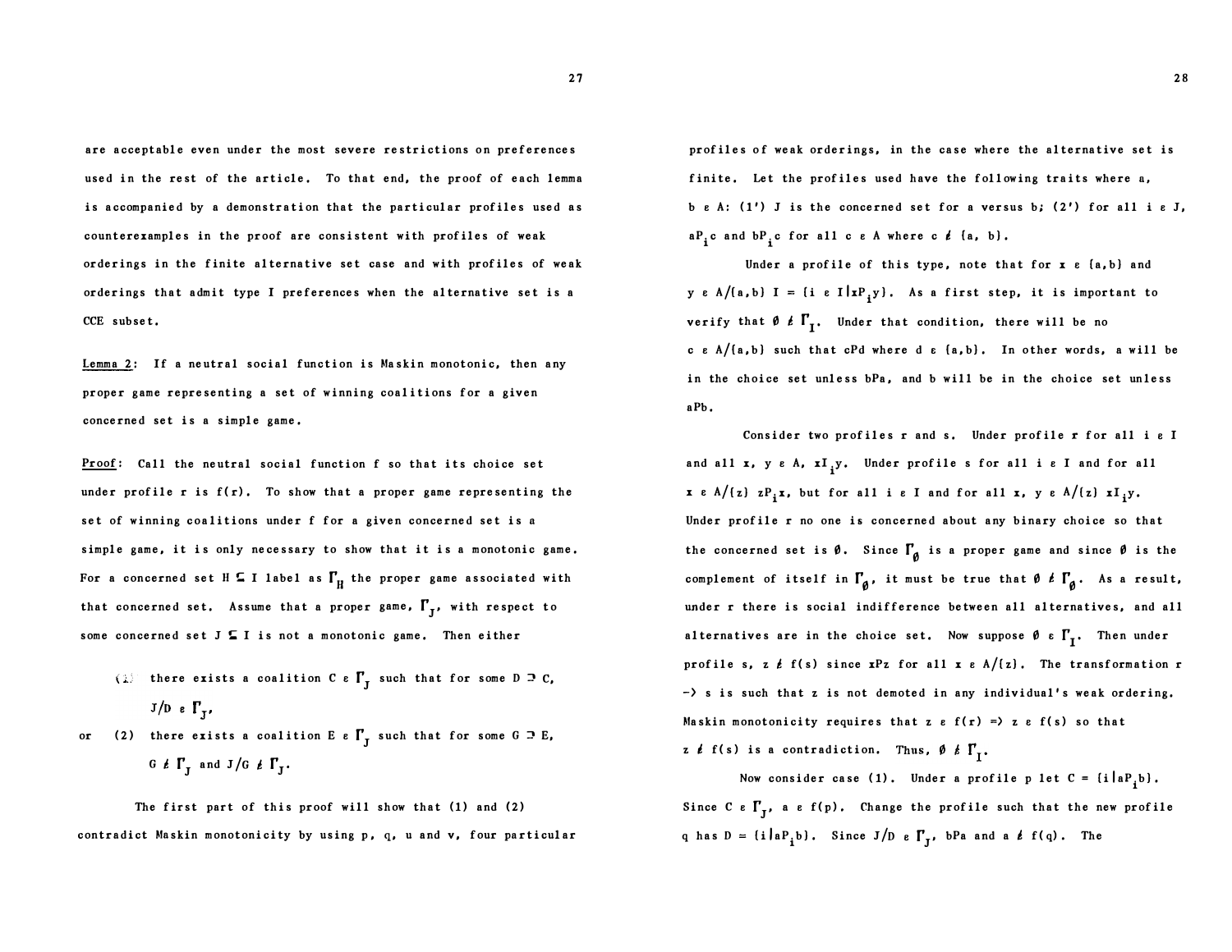are acceptable even under the most severe restrictions on preferences used in the rest of the article. To that end, the proof of each lemma is accompanied by a demonstration that the particular profiles used as counterexamples in the proof are consistent with profiles of weak orderings in the finite alternative set case and with profiles of weak orderings that admit type I preferences when the alternative set is a CCE subset.

Lemma 2: If a neutral social function is Maskin monotonic, then any proper game representing a set of winning coalitions for a given concerned set is a simple game.

Proof: Call the neutral social function f so that its choice set under profile r is f(r). To show that a proper game representing the set of winning coalitions under f for a given concerned set is a simple game, it is only necessary to show that it is a monotonic game. For a concerned set $H \subseteq I$ label as $\Gamma_H$ the proper game associated with that concerned set. Assume that a proper game, $\Gamma_J$, with respect to some concerned set $J \subseteq I$ is not a monotonic game. Then either

(1) there exists a coalition $C \in \Gamma_J$ such that for some $D \supset C$, $J/D \in \Gamma_J$,

or (2) there exists a coalition $E \in \Gamma_J$ such that for some $G \supset E$, $G \notin \Gamma_J$ and $J/G \notin \Gamma_J$.

The first part of this proof will show that (1) and (2) contradict Maskin monotonicity by using p, q, u and v, four particular profiles of weak orderings, in the case where the alternative set is finite. Let the profiles used have the following traits where a, $b \in A$: (1') J is the concerned set for a versus b; (2') for all $i \in J$, $aP_ic$ and $bP_ic$ for all $c \in A$ where $c \notin \{a, b\}$.

Under a profile of this type, note that for $x \in \{a,b\}$ and $y \in A/\{a,b\}$ $I = \{i \in I | xP_iy\}$. As a first step, it is important to verify that $\emptyset \notin \Gamma_I$. Under that condition, there will be no $c \in A/\{a,b\}$ such that cPd where $d \in \{a,b\}$. In other words, a will be in the choice set unless bPa, and b will be in the choice set unless aPb.

Consider two profiles r and s. Under profile r for all $i \in I$ and all x, $y \in A$, $xI_iy$. Under profile s for all $i \in I$ and for all $x \in A/\{z\}$ $zP_ix$, but for all $i \in I$ and for all x, $y \in A/\{z\}$ $xI_iy$. Under profile r no one is concerned about any binary choice so that the concerned set is $\emptyset$. Since $\Gamma_\emptyset$ is a proper game and since $\emptyset$ is the complement of itself in $\Gamma_\emptyset$, it must be true that $\emptyset \notin \Gamma_\emptyset$. As a result, under r there is social indifference between all alternatives, and all alternatives are in the choice set. Now suppose $\emptyset \in \Gamma_I$. Then under profile s, $z \notin f(s)$ since xPz for all $x \in A/\{z\}$. The transformation r -> s is such that z is not demoted in any individual's weak ordering. Maskin monotonicity requires that $z \in f(r) \Rightarrow z \in f(s)$ so that $z \notin f(s)$ is a contradiction. Thus, $\emptyset \notin \Gamma_I$.

Now consider case (1). Under a profile p let $C = \{i | aP_ib\}$. Since $C \in \Gamma_J$, $a \in f(p)$. Change the profile such that the new profile q has $D = \{i | aP_ib\}$. Since $J/D \in \Gamma_J$, bPa and $a \notin f(q)$. The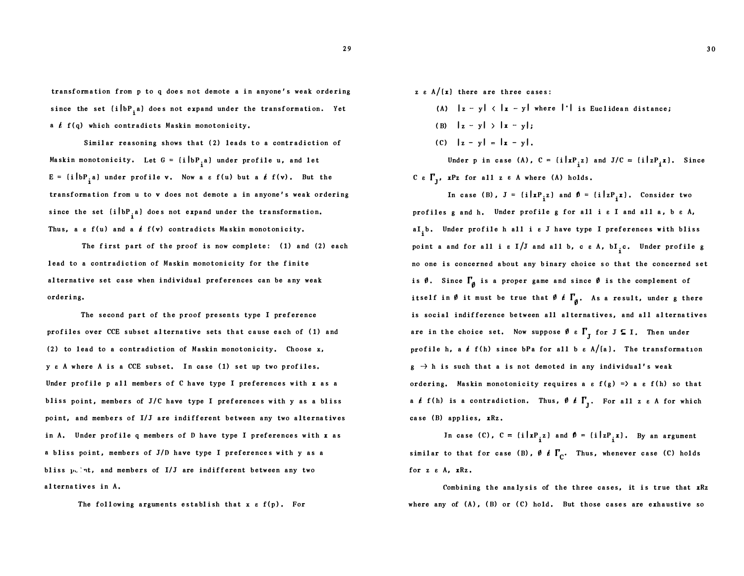transformation from p to q does not demote a in anyone's weak ordering since the set $\{i | bP_i a\}$ does not expand under the transformation. Yet $a \notin f(q)$ which contradicts Maskin monotonicity.

Similar reasoning shows that (2) leads to a contradiction of Maskin monotonicity. Let $G = \{i | bP_i a\}$ under profile u, and let $E = \{i | bP_i a\}$ under profile v. Now $a \in f(u)$ but $a \notin f(v)$. But the transformation from u to v does not demote a in anyone's weak ordering since the set $\{i | bP_i a\}$ does not expand under the transformation. Thus, $a \in f(u)$ and $a \notin f(v)$ contradicts Maskin monotonicity.

The first part of the proof is now complete: (1) and (2) each lead to a contradiction of Maskin monotonicity for the finite alternative set case when individual preferences can be any weak ordering.

The second part of the proof presents type I preference profiles over CCE subset alternative sets that cause each of (1) and (2) to lead to a contradiction of Maskin monotonicity. Choose $x, y \in A$ where A is a CCE subset. In case (1) set up two profiles. Under profile p all members of C have type I preferences with x as a bliss point, members of J/C have type I preferences with y as a bliss point, and members of I/J are indifferent between any two alternatives in A. Under profile q members of D have type I preferences with x as a bliss point, members of J/D have type I preferences with y as a bliss point, and members of I/J are indifferent between any two alternatives in A.

The following arguments establish that $x \in f(p)$. For $z \in A/\{x\}$ there are three cases:

(A) $|z - y| < |x - y|$ where $|\cdot|$ is Euclidean distance;

(B) $|z - y| > |x - y|$;

(C) $|z - y| = |x - y|$.

Under p in case (A), $C = \{i | xP_i z\}$ and $J/C = \{i | zP_i x\}$. Since $C \in \Gamma_J$, $xPz$ for all $z \in A$ where (A) holds.

In case (B), $J = \{i | xP_i z\}$ and $\emptyset = \{i | zP_i x\}$. Consider two profiles g and h. Under profile g for all $i \in I$ and all $a, b \in A$, $aI_i b$. Under profile h all $i \in J$ have type I preferences with bliss point a and for all $i \in I/J$ and all $b, c \in A$, $bI_i c$. Under profile g no one is concerned about any binary choice so that the concerned set is $\emptyset$. Since $\Gamma_\emptyset$ is a proper game and since $\emptyset$ is the complement of itself in $\emptyset$ it must be true that $\emptyset \notin \Gamma_\emptyset$. As a result, under g there is social indifference between all alternatives, and all alternatives are in the choice set. Now suppose $\emptyset \in \Gamma_J$ for $J \subseteq I$. Then under profile h, $a \notin f(h)$ since $bPa$ for all $b \in A/\{a\}$. The transformation $g \rightarrow h$ is such that a is not demoted in any individual's weak ordering. Maskin monotonicity requires $a \in f(g) \Rightarrow a \in f(h)$ so that $a \notin f(h)$ is a contradiction. Thus, $\emptyset \notin \Gamma_J$. For all $z \in A$ for which case (B) applies, $xRz$.

In case (C), $C = \{i | xP_i z\}$ and $\emptyset = \{i | zP_i x\}$. By an argument similar to that for case (B), $\emptyset \notin \Gamma_C$. Thus, whenever case (C) holds for $z \in A$, $xRz$.

Combining the analysis of the three cases, it is true that $xRz$ where any of (A), (B) or (C) hold. But those cases are exhaustive so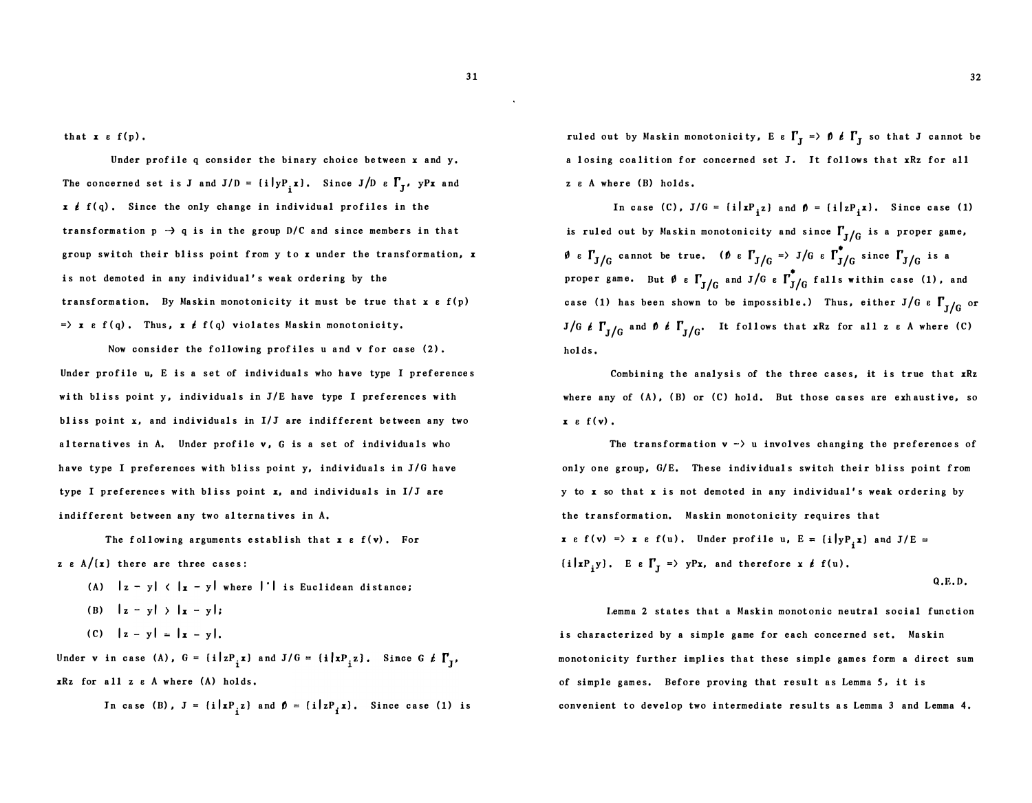that $x \in f(p)$.

Under profile q consider the binary choice between x and y. The concerned set is J and $J/D = \{i|yP_i x\}$. Since $J/D \in \Gamma_J$, yPx and $x \notin f(q)$. Since the only change in individual profiles in the transformation $p \rightarrow q$ is in the group D/C and since members in that group switch their bliss point from y to x under the transformation, x is not demoted in any individual's weak ordering by the transformation. By Maskin monotonicity it must be true that $x \in f(p) \Rightarrow x \in f(q)$. Thus, $x \notin f(q)$ violates Maskin monotonicity.

Now consider the following profiles u and v for case (2). Under profile u, E is a set of individuals who have type I preferences with bliss point y, individuals in J/E have type I preferences with bliss point x, and individuals in I/J are indifferent between any two alternatives in A. Under profile v, G is a set of individuals who have type I preferences with bliss point y, individuals in J/G have type I preferences with bliss point x, and individuals in I/J are indifferent between any two alternatives in A.

The following arguments establish that $x \in f(v)$. For $z \in A/\{x\}$ there are three cases:

(A) $|z - y| < |x - y|$ where $|\cdot|$ is Euclidean distance;

(B) $|z - y| > |x - y|$;

(C) $|z - y| = |x - y|$.

Under v in case (A), $G = \{i|zP_i x\}$ and $J/G = \{i|xP_i z\}$. Since $G \notin \Gamma_J$, xRz for all $z \in A$ where (A) holds.

In case (B), $J = \{i|xP_i z\}$ and $\emptyset = \{i|zP_i x\}$. Since case (1) is ruled out by Maskin monotonicity, $E \in \Gamma_J \Rightarrow \emptyset \notin \Gamma_J$ so that J cannot be a losing coalition for concerned set J. It follows that xRz for all $z \in A$ where (B) holds.

In case (C), $J/G = \{i|xP_i z\}$ and $\emptyset = \{i|zP_i x\}$. Since case (1) is ruled out by Maskin monotonicity and since $\Gamma_{J/G}$ is a proper game, $\emptyset \in \Gamma_{J/G}$ cannot be true. ($\emptyset \in \Gamma_{J/G} \Rightarrow J/G \in \Gamma^*_{J/G}$ since $\Gamma_{J/G}$ is a proper game. But $\emptyset \in \Gamma_{J/G}$ and $J/G \in \Gamma^*_{J/G}$ falls within case (1), and case (1) has been shown to be impossible.) Thus, either $J/G \in \Gamma_{J/G}$ or $J/G \notin \Gamma_{J/G}$ and $\emptyset \notin \Gamma_{J/G}$. It follows that xRz for all $z \in A$ where (C) holds.

Combining the analysis of the three cases, it is true that xRz where any of (A), (B) or (C) hold. But those cases are exhaustive, so $x \in f(v)$.

The transformation $v \rightarrow u$ involves changing the preferences of only one group, G/E. These individuals switch their bliss point from y to x so that x is not demoted in any individual's weak ordering by the transformation. Maskin monotonicity requires that $x \in f(v) \Rightarrow x \in f(u)$. Under profile u, $E = \{i|yP_i x\}$ and $J/E = \{i|xP_i y\}$. $E \in \Gamma_J \Rightarrow$ yPx, and therefore $x \notin f(u)$.

Q.E.D.

Lemma 2 states that a Maskin monotonic neutral social function is characterized by a simple game for each concerned set. Maskin monotonicity further implies that these simple games form a direct sum of simple games. Before proving that result as Lemma 5, it is convenient to develop two intermediate results as Lemma 3 and Lemma 4.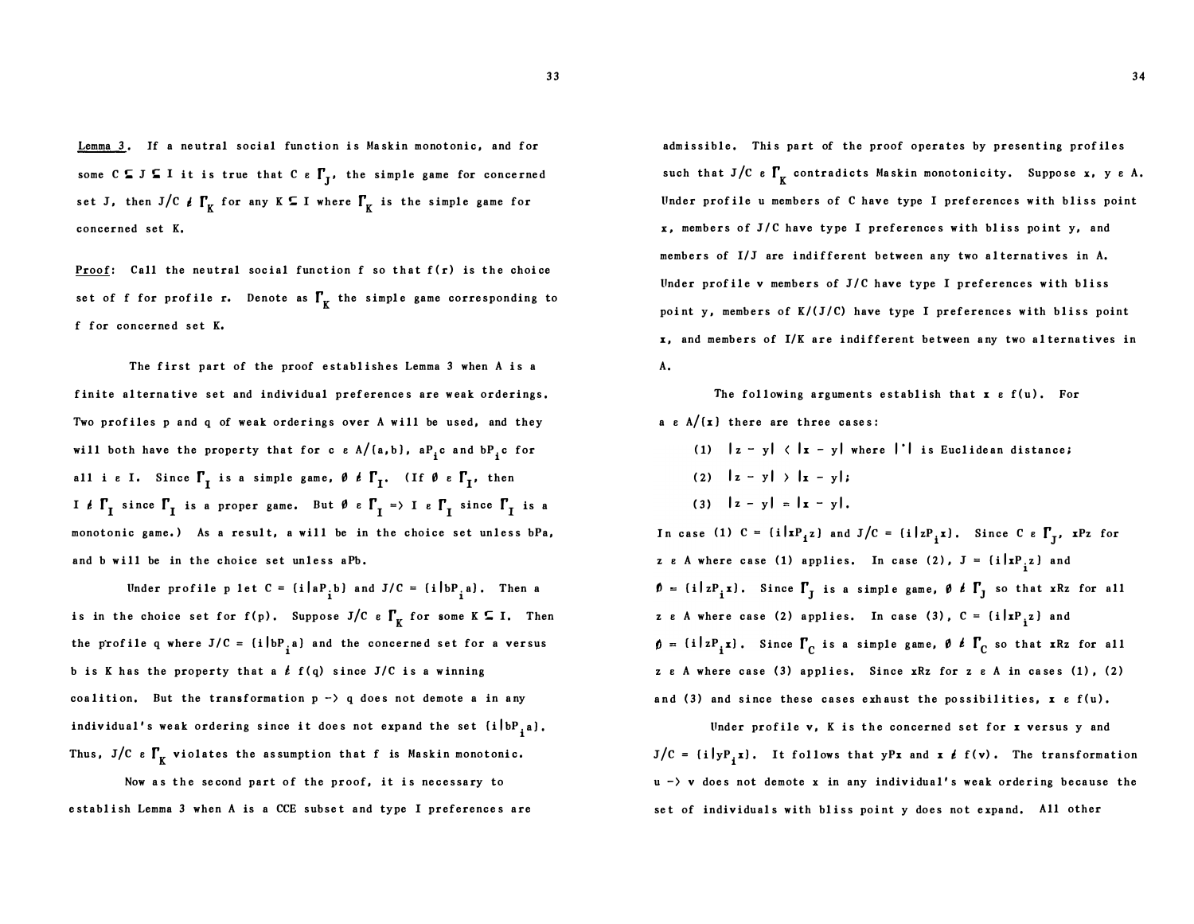<u>Lemma 3</u>. If a neutral social function is Maskin monotonic, and for some $C \subseteq J \subseteq I$ it is true that $C \in \Gamma_J$, the simple game for concerned set J, then $J/C \notin \Gamma_K$ for any $K \subseteq I$ where $\Gamma_K$ is the simple game for concerned set K.

<u>Proof</u>: Call the neutral social function f so that f(r) is the choice set of f for profile r. Denote as $\Gamma_K$ the simple game corresponding to f for concerned set K.

The first part of the proof establishes Lemma 3 when A is a finite alternative set and individual preferences are weak orderings. Two profiles p and q of weak orderings over A will be used, and they will both have the property that for $c \in A/\{a,b\}$, $aP_ic$ and $bP_ic$ for all $i \in I$. Since $\Gamma_I$ is a simple game, $\emptyset \notin \Gamma_I$. (If $\emptyset \in \Gamma_I$, then $I \notin \Gamma_I$ since $\Gamma_I$ is a proper game. But $\emptyset \in \Gamma_I \Rightarrow I \in \Gamma_I$ since $\Gamma_I$ is a monotonic game.) As a result, a will be in the choice set unless bPa, and b will be in the choice set unless aPb.

Under profile p let $C = \{i|aP_ib\}$ and $J/C = \{i|bP_ia\}$. Then a is in the choice set for f(p). Suppose $J/C \in \Gamma_K$ for some $K \subseteq I$. Then the profile q where $J/C = \{i|bP_ia\}$ and the concerned set for a versus b is K has the property that $a \notin f(q)$ since J/C is a winning coalition. But the transformation $p \rightarrow q$ does not demote a in any individual's weak ordering since it does not expand the set $\{i|bP_ia\}$. Thus, $J/C \in \Gamma_K$ violates the assumption that f is Maskin monotonic.

Now as the second part of the proof, it is necessary to establish Lemma 3 when A is a CCE subset and type I preferences are admissible. This part of the proof operates by presenting profiles such that $J/C \in \Gamma_K$ contradicts Maskin monotonicity. Suppose $x, y \in A$. Under profile u members of C have type I preferences with bliss point x, members of J/C have type I preferences with bliss point y, and members of I/J are indifferent between any two alternatives in A. Under profile v members of J/C have type I preferences with bliss point y, members of K/(J/C) have type I preferences with bliss point x, and members of I/K are indifferent between any two alternatives in A.

The following arguments establish that $x \in f(u)$. For $a \in A/\{x\}$ there are three cases:

(1) $|z - y| < |x - y|$ where $|\cdot|$ is Euclidean distance;

(2) $|z - y| > |x - y|$;

(3) $|z - y| = |x - y|$.

In case (1) $C = \{i|xP_iz\}$ and $J/C = \{i|zP_ix\}$. Since $C \in \Gamma_J$, xPz for $z \in A$ where case (1) applies. In case (2), $J = \{i|xP_iz\}$ and $\emptyset = \{i|zP_ix\}$. Since $\Gamma_J$ is a simple game, $\emptyset \notin \Gamma_J$ so that xRz for all $z \in A$ where case (2) applies. In case (3), $C = \{i|xP_iz\}$ and $\emptyset = \{i|zP_ix\}$. Since $\Gamma_C$ is a simple game, $\emptyset \notin \Gamma_C$ so that xRz for all $z \in A$ where case (3) applies. Since xRz for $z \in A$ in cases (1), (2) and (3) and since these cases exhaust the possibilities, $x \in f(u)$.

Under profile v, K is the concerned set for x versus y and $J/C = \{i|yP_ix\}$. It follows that yPx and $x \notin f(v)$. The transformation $u \rightarrow v$ does not demote x in any individual's weak ordering because the set of individuals with bliss point y does not expand. All other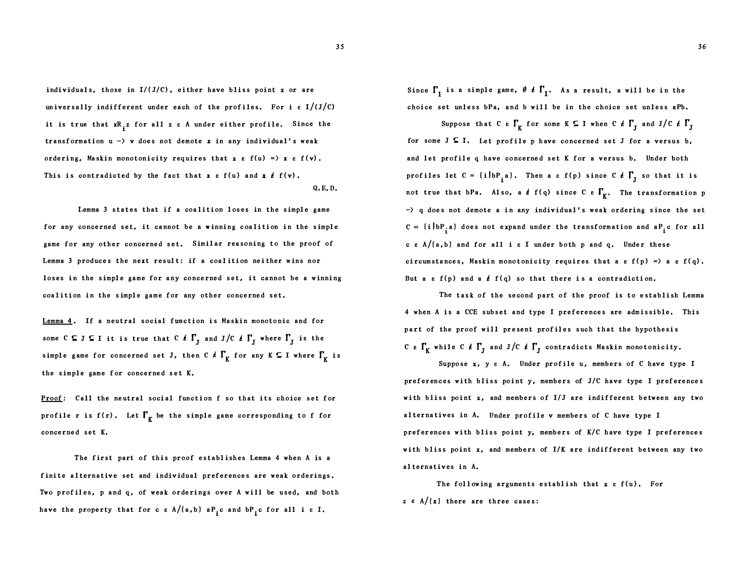individuals, those in $I/(J/C)$, either have bliss point x or are universally indifferent under each of the profiles. For $i \in I/(J/C)$ it is true that $xR_iz$ for all $z \in A$ under either profile. Since the transformation $u \to v$ does not demote x in any individual's weak ordering, Maskin monotonicity requires that $x \in f(u) \Rightarrow x \in f(v)$. This is contradicted by the fact that $x \in f(u)$ and $x \notin f(v)$.

Q.E.D.

Lemma 3 states that if a coalition loses in the simple game for any concerned set, it cannot be a winning coalition in the simple game for any other concerned set. Similar reasoning to the proof of Lemma 3 produces the next result: if a coalition neither wins nor loses in the simple game for any concerned set, it cannot be a winning coalition in the simple game for any other concerned set.

Lemma 4. If a neutral social function is Maskin monotonic and for some $C \subseteq J \subseteq I$ it is true that $C \notin \Gamma_J$ and $J/C \notin \Gamma_J$ where $\Gamma_J$ is the simple game for concerned set J, then $C \notin \Gamma_K$ for any $K \subseteq I$ where $\Gamma_K$ is the simple game for concerned set K.

Proof: Call the neutral social function f so that its choice set for profile r is f(r). Let $\Gamma_K$ be the simple game corresponding to f for concerned set K.

The first part of this proof establishes Lemma 4 when A is a finite alternative set and individual preferences are weak orderings. Two profiles, p and q, of weak orderings over A will be used, and both have the property that for $c \in A/\{a,b\}$ $aP_ic$ and $bP_ic$ for all $i \in I$.

Since $\Gamma_I$ is a simple game, $\emptyset \notin \Gamma_I$. As a result, a will be in the choice set unless bPa, and b will be in the choice set unless aPb.

Suppose that $C \in \Gamma_K$ for some $K \subseteq I$ when $C \notin \Gamma_J$ and $J/C \notin \Gamma_J$ for some $J \subseteq I$. Let profile p have concerned set J for a versus b, and let profile q have concerned set K for a versus b. Under both profiles let $C = \{i|bP_ia\}$. Then $a \in f(p)$ since $C \notin \Gamma_J$ so that it is not true that bPa. Also, $a \notin f(q)$ since $C \in \Gamma_K$. The transformation $p \to q$ does not demote a in any individual's weak ordering since the set $C = \{i|bP_ia\}$ does not expand under the transformation and $aP_ic$ for all $c \in A/\{a,b\}$ and for all $i \in I$ under both p and q. Under these circumstances, Maskin monotonicity requires that $a \in f(p) \Rightarrow a \in f(q)$. But $a \in f(p)$ and $a \notin f(q)$ so that there is a contradiction.

The task of the second part of the proof is to establish Lemma 4 when A is a CCE subset and type I preferences are admissible. This part of the proof will present profiles such that the hypothesis $C \in \Gamma_K$ while $C \notin \Gamma_J$ and $J/C \notin \Gamma_J$ contradicts Maskin monotonicity.

Suppose $x, y \in A$. Under profile u, members of C have type I preferences with bliss point y, members of J/C have type I preferences with bliss point x, and members of I/J are indifferent between any two alternatives in A. Under profile v members of C have type I preferences with bliss point y, members of K/C have type I preferences with bliss point x, and members of I/K are indifferent between any two alternatives in A.

The following arguments establish that $x \in f(u)$. For $z \in A/\{x\}$ there are three cases: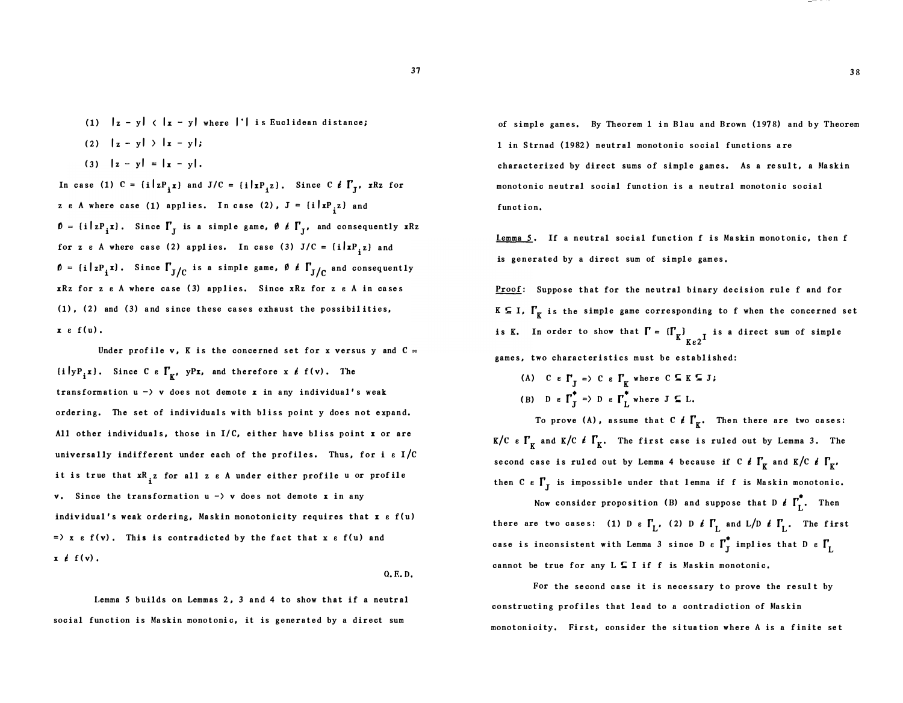(1) $|z - y| < |x - y|$ where $|\cdot|$ is Euclidean distance;

(2) $|z - y| > |x - y|$;

(3) $|z - y| = |x - y|$.

In case (1) $C = \{i|zP_ix\}$ and $J/C = \{i|xP_iz\}$. Since $C \notin \Gamma_J$, $xRz$ for $z \in A$ where case (1) applies. In case (2), $J = \{i|xP_iz\}$ and $\emptyset = \{i|zP_ix\}$. Since $\Gamma_J$ is a simple game, $\emptyset \notin \Gamma_J$, and consequently $xRz$ for $z \in A$ where case (2) applies. In case (3) $J/C = \{i|xP_iz\}$ and $\emptyset = \{i|zP_ix\}$. Since $\Gamma_{J/C}$ is a simple game, $\emptyset \notin \Gamma_{J/C}$ and consequently $xRz$ for $z \in A$ where case (3) applies. Since $xRz$ for $z \in A$ in cases (1), (2) and (3) and since these cases exhaust the possibilities, $x \in f(u)$.

Under profile v, K is the concerned set for x versus y and $C = \{i|yP_ix\}$. Since $C \in \Gamma_K$, $yPx$, and therefore $x \notin f(v)$. The transformation $u \to v$ does not demote x in any individual's weak ordering. The set of individuals with bliss point y does not expand. All other individuals, those in I/C, either have bliss point x or are universally indifferent under each of the profiles. Thus, for $i \in I/C$ it is true that $xR_iz$ for all $z \in A$ under either profile u or profile v. Since the transformation $u \to v$ does not demote x in any individual's weak ordering, Maskin monotonicity requires that $x \in f(u) \Rightarrow x \in f(v)$. This is contradicted by the fact that $x \in f(u)$ and $x \notin f(v)$.

Q.E.D.

Lemma 5 builds on Lemmas 2, 3 and 4 to show that if a neutral social function is Maskin monotonic, it is generated by a direct sum of simple games. By Theorem 1 in Blau and Brown (1978) and by Theorem 1 in Strnad (1982) neutral monotonic social functions are characterized by direct sums of simple games. As a result, a Maskin monotonic neutral social function is a neutral monotonic social function.

Lemma 5. If a neutral social function f is Maskin monotonic, then f is generated by a direct sum of simple games.

Proof: Suppose that for the neutral binary decision rule f and for $K \subseteq I$, $\Gamma_K$ is the simple game corresponding to f when the concerned set is K. In order to show that $\Gamma = \{\Gamma_K\}_{K \in 2^I}$ is a direct sum of simple games, two characteristics must be established:

(A) $C \in \Gamma_J \Rightarrow C \in \Gamma_K$ where $C \subseteq K \subseteq J$;

(B) $D \in \Gamma_J^* \Rightarrow D \in \Gamma_L^*$ where $J \subseteq L$.

To prove (A), assume that $C \notin \Gamma_K$. Then there are two cases: $K/C \in \Gamma_K$ and $K/C \notin \Gamma_K$. The first case is ruled out by Lemma 3. The second case is ruled out by Lemma 4 because if $C \notin \Gamma_K$ and $K/C \notin \Gamma_K$, then $C \in \Gamma_J$ is impossible under that lemma if f is Maskin monotonic.

Now consider proposition (B) and suppose that $D \notin \Gamma_L^*$. Then there are two cases: (1) $D \in \Gamma_L$, (2) $D \notin \Gamma_L$ and $L/D \notin \Gamma_L$. The first case is inconsistent with Lemma 3 since $D \in \Gamma_J^*$ implies that $D \in \Gamma_L$ cannot be true for any $L \subseteq I$ if f is Maskin monotonic.

For the second case it is necessary to prove the result by constructing profiles that lead to a contradiction of Maskin monotonicity. First, consider the situation where A is a finite set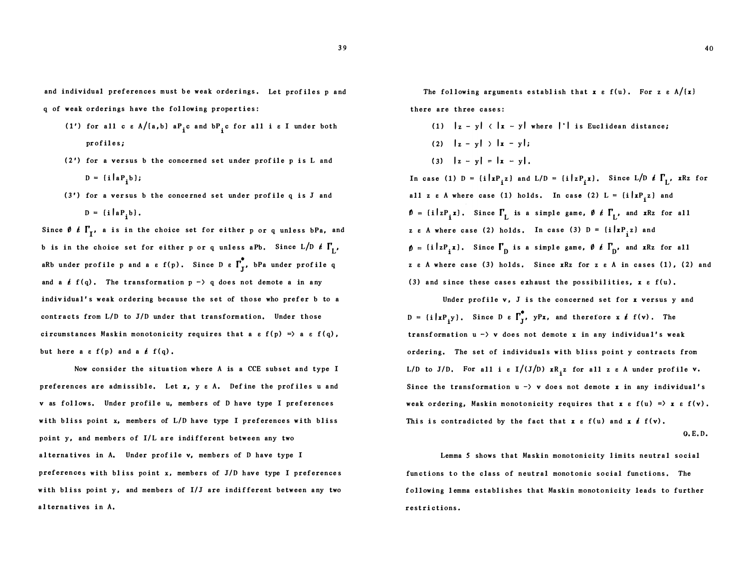and individual preferences must be weak orderings. Let profiles p and q of weak orderings have the following properties:

(1') for all $c \in A/\{a,b\}$ $aP_ic$ and $bP_ic$ for all $i \in I$ under both profiles;

(2') for a versus b the concerned set under profile p is L and $D = \{i|aP_ib\}$;

(3') for a versus b the concerned set under profile q is J and $D = \{i|aP_ib\}$.

Since $\emptyset \notin \Gamma_I$, a is in the choice set for either p or q unless bPa, and b is in the choice set for either p or q unless aPb. Since $L/D \notin \Gamma_L$, aRb under profile p and $a \in f(p)$. Since $D \in \Gamma^*_J$, bPa under profile q and $a \notin f(q)$. The transformation p -> q does not demote a in any individual's weak ordering because the set of those who prefer b to a contracts from L/D to J/D under that transformation. Under those circumstances Maskin monotonicity requires that $a \in f(p) \Rightarrow a \in f(q)$, but here $a \in f(p)$ and $a \notin f(q)$.

Now consider the situation where A is a CCE subset and type I preferences are admissible. Let $x, y \in A$. Define the profiles u and v as follows. Under profile u, members of D have type I preferences with bliss point x, members of L/D have type I preferences with bliss point y, and members of I/L are indifferent between any two alternatives in A. Under profile v, members of D have type I preferences with bliss point x, members of J/D have type I preferences with bliss point y, and members of I/J are indifferent between any two alternatives in A.

The following arguments establish that $x \in f(u)$. For $z \in A/\{x\}$ there are three cases:

(1) $|z - y| < |x - y|$ where $|\cdot|$ is Euclidean distance;

(2) $|z - y| > |x - y|$;

(3) $|z - y| = |x - y|$.

In case (1) $D = \{i|xP_iz\}$ and $L/D = \{i|zP_ix\}$. Since $L/D \notin \Gamma_L$, xRz for all $z \in A$ where case (1) holds. In case (2) $L = \{i|xP_iz\}$ and $\emptyset = \{i|zP_ix\}$. Since $\Gamma_L$ is a simple game, $\emptyset \notin \Gamma_L$, and xRz for all $z \in A$ where case (2) holds. In case (3) $D = \{i|xP_iz\}$ and $\emptyset = \{i|zP_ix\}$. Since $\Gamma_D$ is a simple game, $\emptyset \notin \Gamma_D$, and xRz for all $z \in A$ where case (3) holds. Since xRz for $z \in A$ in cases (1), (2) and (3) and since these cases exhaust the possibilities, $x \in f(u)$.

Under profile v, J is the concerned set for x versus y and $D = \{i|xP_iy\}$. Since $D \in \Gamma^*_J$, yPx, and therefore $x \notin f(v)$. The transformation u -> v does not demote x in any individual's weak ordering. The set of individuals with bliss point y contracts from L/D to J/D. For all $i \in I/(J/D)$ $xR_iz$ for all $z \in A$ under profile v. Since the transformation u -> v does not demote x in any individual's weak ordering, Maskin monotonicity requires that $x \in f(u) \Rightarrow x \in f(v)$. This is contradicted by the fact that $x \in f(u)$ and $x \notin f(v)$.

Q.E.D.

Lemma 5 shows that Maskin monotonicity limits neutral social functions to the class of neutral monotonic social functions. The following lemma establishes that Maskin monotonicity leads to further restrictions.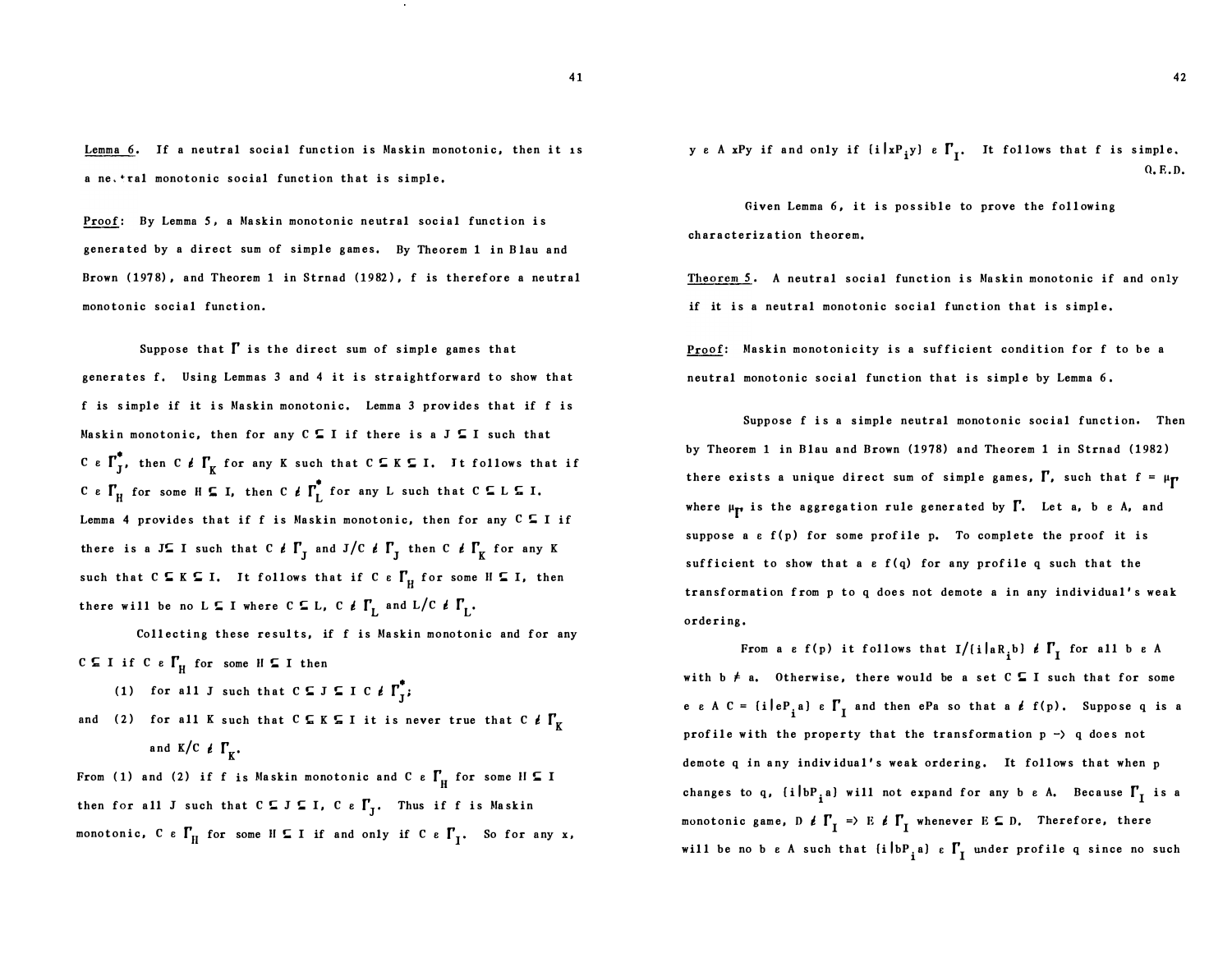<u>Lemma 6</u>. If a neutral social function is Maskin monotonic, then it is a neutral monotonic social function that is simple.

<u>Proof</u>: By Lemma 5, a Maskin monotonic neutral social function is generated by a direct sum of simple games. By Theorem 1 in Blau and Brown (1978), and Theorem 1 in Strnad (1982), f is therefore a neutral monotonic social function.

Suppose that $\Gamma$ is the direct sum of simple games that generates f. Using Lemmas 3 and 4 it is straightforward to show that f is simple if it is Maskin monotonic. Lemma 3 provides that if f is Maskin monotonic, then for any $C \subseteq I$ if there is a $J \subseteq I$ such that $C \in \Gamma^*_J$, then $C \notin \Gamma_K$ for any K such that $C \subseteq K \subseteq I$. It follows that if $C \in \Gamma_H$ for some $H \subseteq I$, then $C \notin \Gamma^*_L$ for any L such that $C \subseteq L \subseteq I$. Lemma 4 provides that if f is Maskin monotonic, then for any $C \subseteq I$ if there is a $J \subseteq I$ such that $C \notin \Gamma_J$ and $J/C \notin \Gamma_J$ then $C \notin \Gamma_K$ for any K such that $C \subseteq K \subseteq I$. It follows that if $C \in \Gamma_H$ for some $H \subseteq I$, then there will be no $L \subseteq I$ where $C \subseteq L$, $C \notin \Gamma_L$ and $L/C \notin \Gamma_L$.

Collecting these results, if f is Maskin monotonic and for any $C \subseteq I$ if $C \in \Gamma_H$ for some $H \subseteq I$ then

(1) for all J such that $C \subseteq J \subseteq I$ $C \notin \Gamma^*_J$;

and (2) for all K such that $C \subseteq K \subseteq I$ it is never true that $C \notin \Gamma_K$ and $K/C \notin \Gamma_K$.

From (1) and (2) if f is Maskin monotonic and $C \in \Gamma_H$ for some $H \subseteq I$ then for all J such that $C \subseteq J \subseteq I$, $C \in \Gamma_J$. Thus if f is Maskin monotonic, $C \in \Gamma_H$ for some $H \subseteq I$ if and only if $C \in \Gamma_I$. So for any x, $y \in A$ xPy if and only if $\{i|xP_iy\} \in \Gamma_I$. It follows that f is simple.

Q.E.D.

Given Lemma 6, it is possible to prove the following characterization theorem.

<u>Theorem 5</u>. A neutral social function is Maskin monotonic if and only if it is a neutral monotonic social function that is simple.

<u>Proof</u>: Maskin monotonicity is a sufficient condition for f to be a neutral monotonic social function that is simple by Lemma 6.

Suppose f is a simple neutral monotonic social function. Then by Theorem 1 in Blau and Brown (1978) and Theorem 1 in Strnad (1982) there exists a unique direct sum of simple games, $\Gamma$, such that $f = \mu_\Gamma$ where $\mu_\Gamma$ is the aggregation rule generated by $\Gamma$. Let a, $b \in A$, and suppose $a \in f(p)$ for some profile p. To complete the proof it is sufficient to show that $a \in f(q)$ for any profile q such that the transformation from p to q does not demote a in any individual's weak ordering.

From $a \in f(p)$ it follows that $I/\{i|aR_ib\} \notin \Gamma_I$ for all $b \in A$ with $b \neq a$. Otherwise, there would be a set $C \subseteq I$ such that for some $e \in A$ $C = \{i|eP_ia\} \in \Gamma_I$ and then ePa so that $a \notin f(p)$. Suppose q is a profile with the property that the transformation $p \rightarrow q$ does not demote q in any individual's weak ordering. It follows that when p changes to q, $\{i|bP_ia\}$ will not expand for any $b \in A$. Because $\Gamma_I$ is a monotonic game, $D \notin \Gamma_I \Rightarrow E \notin \Gamma_I$ whenever $E \subseteq D$. Therefore, there will be no $b \in A$ such that $\{i|bP_ia\} \in \Gamma_I$ under profile q since no such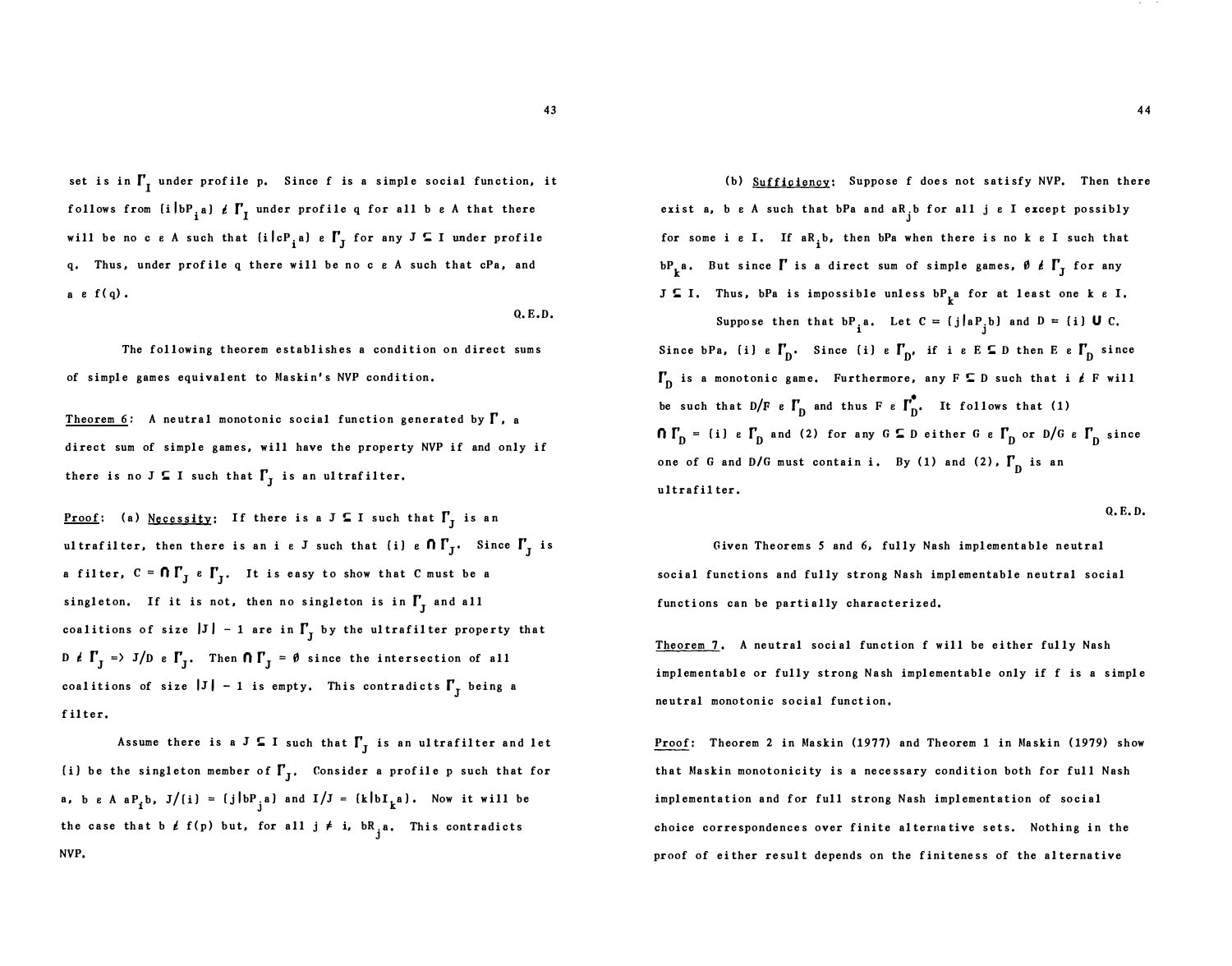set is in $\Gamma_I$ under profile p. Since f is a simple social function, it follows from $\{i|bP_ia\} \notin \Gamma_I$ under profile q for all $b \in A$ that there will be no $c \in A$ such that $\{i|cP_ia\} \in \Gamma_J$ for any $J \subseteq I$ under profile q. Thus, under profile q there will be no $c \in A$ such that cPa, and $a \in f(q)$.

Q.E.D.

The following theorem establishes a condition on direct sums of simple games equivalent to Maskin's NVP condition.

Theorem 6: A neutral monotonic social function generated by $\Gamma$, a direct sum of simple games, will have the property NVP if and only if there is no $J \subseteq I$ such that $\Gamma_J$ is an ultrafilter.

Proof: (a) Necessity: If there is a $J \subseteq I$ such that $\Gamma_J$ is an ultrafilter, then there is an $i \in J$ such that $\{i\} \in \bigcap \Gamma_J$. Since $\Gamma_J$ is a filter, $C = \bigcap \Gamma_J \in \Gamma_J$. It is easy to show that C must be a singleton. If it is not, then no singleton is in $\Gamma_J$ and all coalitions of size $|J| - 1$ are in $\Gamma_J$ by the ultrafilter property that $D \notin \Gamma_J \Rightarrow J/D \in \Gamma_J$. Then $\bigcap \Gamma_J = \emptyset$ since the intersection of all coalitions of size $|J| - 1$ is empty. This contradicts $\Gamma_J$ being a filter.

Assume there is a $J \subseteq I$ such that $\Gamma_J$ is an ultrafilter and let $\{i\}$ be the singleton member of $\Gamma_J$. Consider a profile p such that for $a, b \in A$ $aP_ib$, $J/\{i\} = \{j|bP_ja\}$ and $I/J = \{k|bI_ka\}$. Now it will be the case that $b \notin f(p)$ but, for all $j \neq i$, $bR_ja$. This contradicts NVP.

(b) Sufficiency: Suppose f does not satisfy NVP. Then there exist $a, b \in A$ such that bPa and $aR_jb$ for all $j \in I$ except possibly for some $i \in I$. If $aR_ib$, then bPa when there is no $k \in I$ such that $bP_ka$. But since $\Gamma$ is a direct sum of simple games, $\emptyset \notin \Gamma_J$ for any $J \subseteq I$. Thus, bPa is impossible unless $bP_ka$ for at least one $k \in I$.

Suppose then that $bP_ia$. Let $C = \{j|aP_jb\}$ and $D = \{i\} \cup C$. Since bPa, $\{i\} \in \Gamma_D$. Since $\{i\} \in \Gamma_D$, if $i \in E \subseteq D$ then $E \in \Gamma_D$ since $\Gamma_D$ is a monotonic game. Furthermore, any $F \subseteq D$ such that $i \notin F$ will be such that $D/F \in \Gamma_D$ and thus $F \in \Gamma_D^*$. It follows that (1) $\bigcap \Gamma_D = \{i\} \in \Gamma_D$ and (2) for any $G \subseteq D$ either $G \in \Gamma_D$ or $D/G \in \Gamma_D$ since one of G and D/G must contain i. By (1) and (2), $\Gamma_D$ is an ultrafilter.

Q.E.D.

Given Theorems 5 and 6, fully Nash implementable neutral social functions and fully strong Nash implementable neutral social functions can be partially characterized.

Theorem 7. A neutral social function f will be either fully Nash implementable or fully strong Nash implementable only if f is a simple neutral monotonic social function.

Proof: Theorem 2 in Maskin (1977) and Theorem 1 in Maskin (1979) show that Maskin monotonicity is a necessary condition both for full Nash implementation and for full strong Nash implementation of social choice correspondences over finite alternative sets. Nothing in the proof of either result depends on the finiteness of the alternative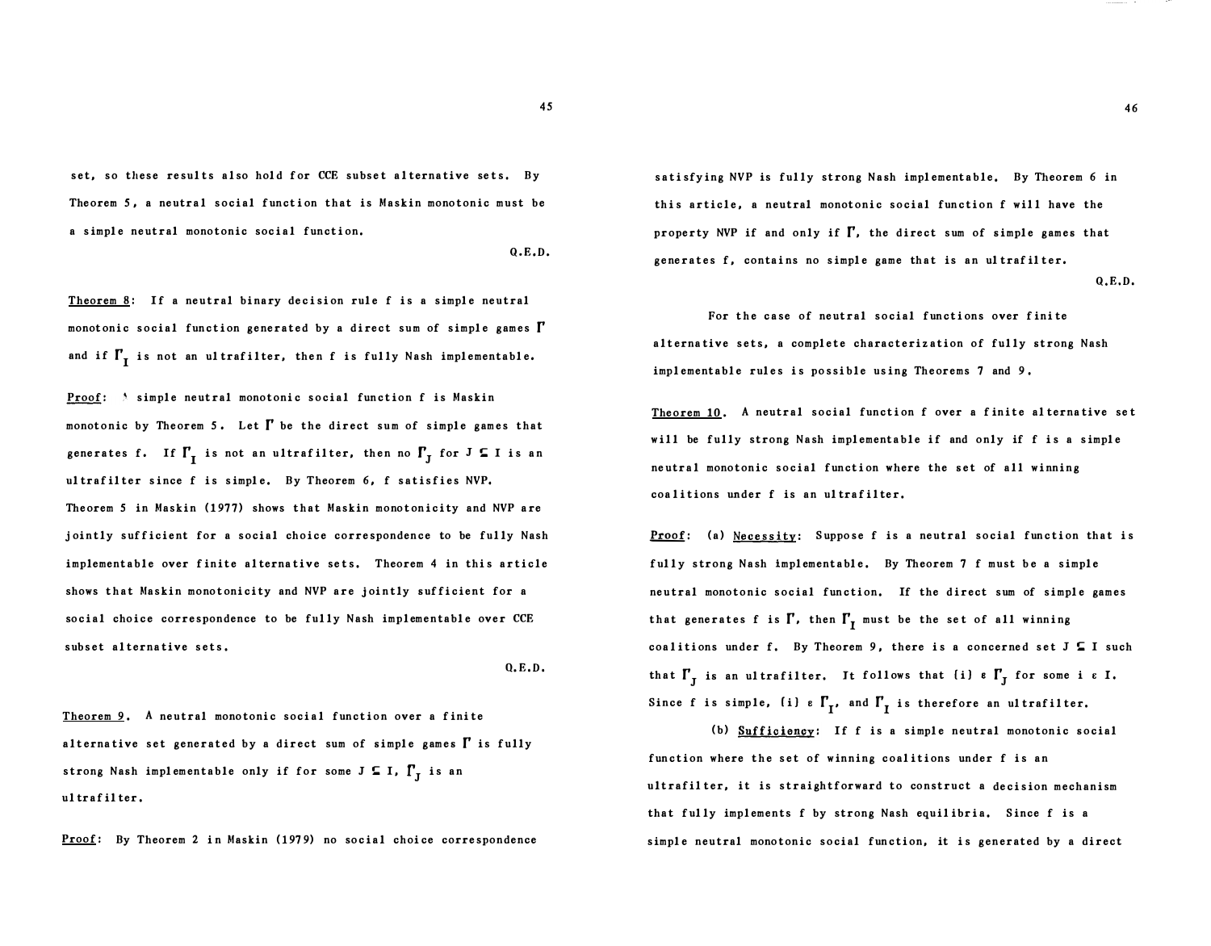set, so these results also hold for CCE subset alternative sets. By Theorem 5, a neutral social function that is Maskin monotonic must be a simple neutral monotonic social function.

Q.E.D.

Theorem 8: If a neutral binary decision rule f is a simple neutral monotonic social function generated by a direct sum of simple games $\Gamma$ and if $\Gamma_I$ is not an ultrafilter, then f is fully Nash implementable.

Proof: A simple neutral monotonic social function f is Maskin monotonic by Theorem 5. Let $\Gamma$ be the direct sum of simple games that generates f. If $\Gamma_I$ is not an ultrafilter, then no $\Gamma_J$ for $J \subseteq I$ is an ultrafilter since f is simple. By Theorem 6, f satisfies NVP. Theorem 5 in Maskin (1977) shows that Maskin monotonicity and NVP are jointly sufficient for a social choice correspondence to be fully Nash implementable over finite alternative sets. Theorem 4 in this article shows that Maskin monotonicity and NVP are jointly sufficient for a social choice correspondence to be fully Nash implementable over CCE subset alternative sets.

Q.E.D.

Theorem 9. A neutral monotonic social function over a finite alternative set generated by a direct sum of simple games $\Gamma$ is fully strong Nash implementable only if for some $J \subseteq I$, $\Gamma_J$ is an ultrafilter.

Proof: By Theorem 2 in Maskin (1979) no social choice correspondence satisfying NVP is fully strong Nash implementable. By Theorem 6 in this article, a neutral monotonic social function f will have the property NVP if and only if $\Gamma$, the direct sum of simple games that generates f, contains no simple game that is an ultrafilter.

Q.E.D.

For the case of neutral social functions over finite alternative sets, a complete characterization of fully strong Nash implementable rules is possible using Theorems 7 and 9.

Theorem 10. A neutral social function f over a finite alternative set will be fully strong Nash implementable if and only if f is a simple neutral monotonic social function where the set of all winning coalitions under f is an ultrafilter.

Proof: (a) Necessity: Suppose f is a neutral social function that is fully strong Nash implementable. By Theorem 7 f must be a simple neutral monotonic social function. If the direct sum of simple games that generates f is $\Gamma$, then $\Gamma_I$ must be the set of all winning coalitions under f. By Theorem 9, there is a concerned set $J \subseteq I$ such that $\Gamma_J$ is an ultrafilter. It follows that $\{i\} \in \Gamma_J$ for some $i \in I$. Since f is simple, $\{i\} \in \Gamma_I$, and $\Gamma_I$ is therefore an ultrafilter.

(b) Sufficiency: If f is a simple neutral monotonic social function where the set of winning coalitions under f is an ultrafilter, it is straightforward to construct a decision mechanism that fully implements f by strong Nash equilibria. Since f is a simple neutral monotonic social function, it is generated by a direct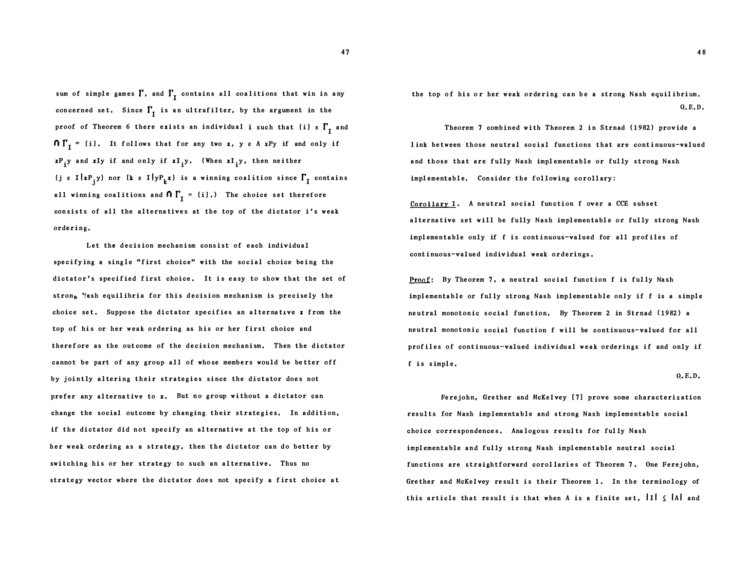sum of simple games $\Gamma$, and $\Gamma_I$ contains all coalitions that win in any concerned set. Since $\Gamma_I$ is an ultrafilter, by the argument in the proof of Theorem 6 there exists an individual i such that $\{i\} \in \Gamma_I$ and $\cap \Gamma_I = \{i\}$. It follows that for any two x, y $\varepsilon$ A xPy if and only if $xP_iy$ and xIy if and only if $xI_iy$. (When $xI_iy$, then neither $\{j \in I | xP_jy\}$ nor $\{k \in I | yP_kx\}$ is a winning coalition since $\Gamma_I$ contains all winning coalitions and $\cap \Gamma_I = \{i\}$.) The choice set therefore consists of all the alternatives at the top of the dictator i's weak ordering.

Let the decision mechanism consist of each individual specifying a single "first choice" with the social choice being the dictator's specified first choice. It is easy to show that the set of strong Nash equilibria for this decision mechanism is precisely the choice set. Suppose the dictator specifies an alternative x from the top of his or her weak ordering as his or her first choice and therefore as the outcome of the decision mechanism. Then the dictator cannot be part of any group all of whose members would be better off by jointly altering their strategies since the dictator does not prefer any alternative to x. But no group without a dictator can change the social outcome by changing their strategies. In addition, if the dictator did not specify an alternative at the top of his or her weak ordering as a strategy, then the dictator can do better by switching his or her strategy to such an alternative. Thus no strategy vector where the dictator does not specify a first choice at the top of his or her weak ordering can be a strong Nash equilibrium.

Q.E.D.

Theorem 7 combined with Theorem 2 in Strnad (1982) provide a link between those neutral social functions that are continuous-valued and those that are fully Nash implementable or fully strong Nash implementable. Consider the following corollary:

Corollary 1. A neutral social function f over a CCE subset alternative set will be fully Nash implementable or fully strong Nash implementable only if f is continuous-valued for all profiles of continuous-valued individual weak orderings.

Proof: By Theorem 7, a neutral social function f is fully Nash implementable or fully strong Nash implementable only if f is a simple neutral monotonic social function. By Theorem 2 in Strnad (1982) a neutral monotonic social function f will be continuous-valued for all profiles of continuous-valued individual weak orderings if and only if f is simple.

Q.E.D.

Ferejohn, Grether and McKelvey [7] prove some characterization results for Nash implementable and strong Nash implementable social choice correspondences. Analogous results for fully Nash implementable and fully strong Nash implementable neutral social functions are straightforward corollaries of Theorem 7. One Ferejohn, Grether and McKelvey result is their Theorem 1. In the terminology of this article that result is that when A is a finite set, $|I| \leq |A|$ and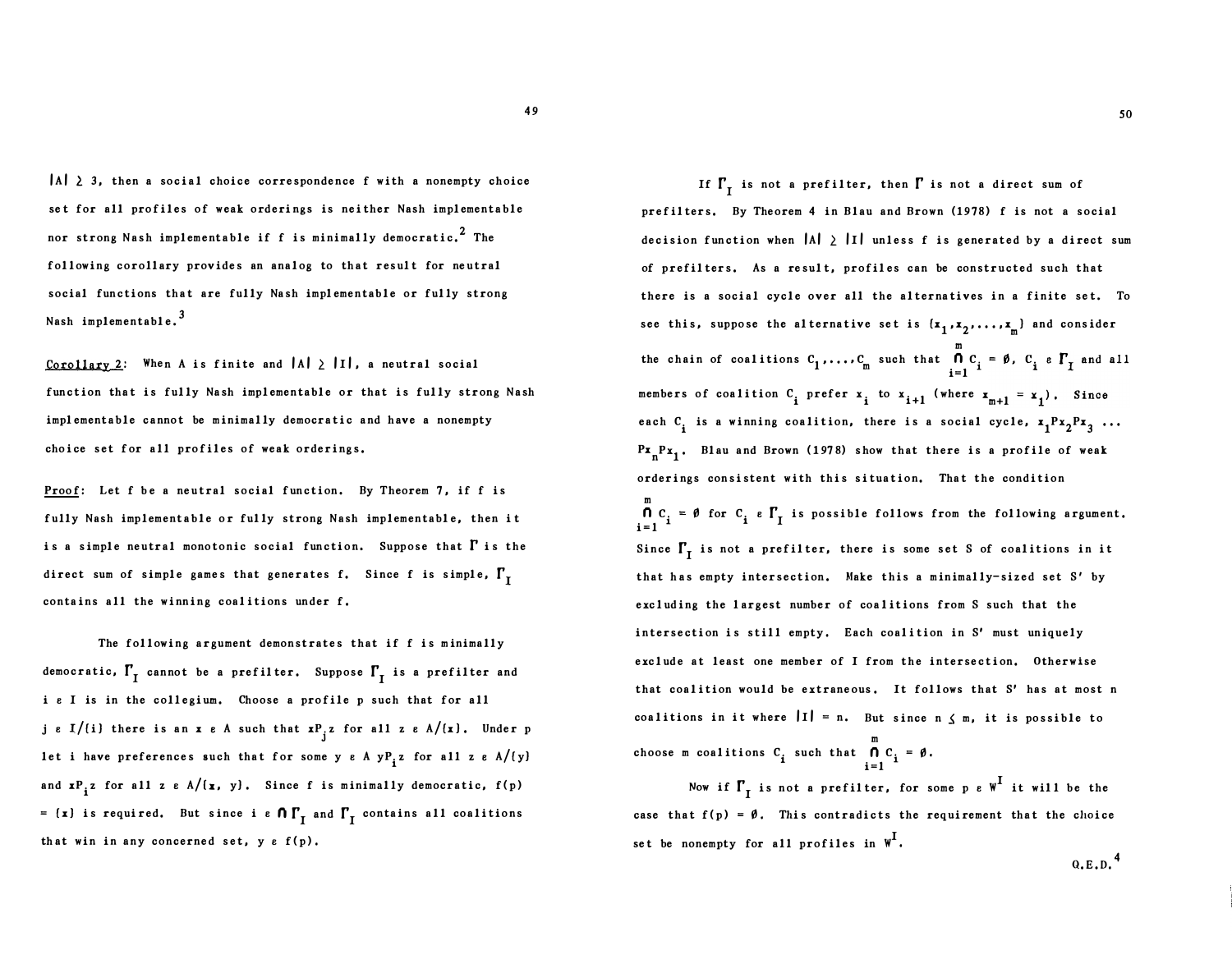$|A| \geq 3$, then a social choice correspondence f with a nonempty choice set for all profiles of weak orderings is neither Nash implementable nor strong Nash implementable if f is minimally democratic.[2] The following corollary provides an analog to that result for neutral social functions that are fully Nash implementable or fully strong Nash implementable.[3]

Corollary 2: When A is finite and $|A| \geq |I|$, a neutral social function that is fully Nash implementable or that is fully strong Nash implementable cannot be minimally democratic and have a nonempty choice set for all profiles of weak orderings.

Proof: Let f be a neutral social function. By Theorem 7, if f is fully Nash implementable or fully strong Nash implementable, then it is a simple neutral monotonic social function. Suppose that $\Gamma$ is the direct sum of simple games that generates f. Since f is simple, $\Gamma_I$ contains all the winning coalitions under f.

The following argument demonstrates that if f is minimally democratic, $\Gamma_I$ cannot be a prefilter. Suppose $\Gamma_I$ is a prefilter and $i \in I$ is in the collegium. Choose a profile p such that for all $j \in I/\{i\}$ there is an $x \in A$ such that $xP_j z$ for all $z \in A/\{x\}$. Under p let i have preferences such that for some $y \in A$ $yP_i z$ for all $z \in A/\{y\}$ and $xP_i z$ for all $z \in A/\{x, y\}$. Since f is minimally democratic, $f(p) = \{x\}$ is required. But since $i \in \cap \Gamma_I$ and $\Gamma_I$ contains all coalitions that win in any concerned set, $y \in f(p)$.

If $\Gamma_I$ is not a prefilter, then $\Gamma$ is not a direct sum of prefilters. By Theorem 4 in Blau and Brown (1978) f is not a social decision function when $|A| \geq |I|$ unless f is generated by a direct sum of prefilters. As a result, profiles can be constructed such that there is a social cycle over all the alternatives in a finite set. To see this, suppose the alternative set is $\{x_1, x_2, \ldots, x_m\}$ and consider the chain of coalitions $C_1, \ldots, C_m$ such that $\bigcap_{i=1}^{m} C_i = \emptyset$, $C_i \in \Gamma_I$ and all members of coalition $C_i$ prefer $x_i$ to $x_{i+1}$ (where $x_{m+1} = x_1$). Since each $C_i$ is a winning coalition, there is a social cycle, $x_1 P x_2 P x_3 \ldots P x_n P x_1$. Blau and Brown (1978) show that there is a profile of weak orderings consistent with this situation. That the condition $\bigcap_{i=1}^{m} C_i = \emptyset$ for $C_i \in \Gamma_I$ is possible follows from the following argument. Since $\Gamma_I$ is not a prefilter, there is some set S of coalitions in it that has empty intersection. Make this a minimally-sized set S' by excluding the largest number of coalitions from S such that the intersection is still empty. Each coalition in S' must uniquely exclude at least one member of I from the intersection. Otherwise that coalition would be extraneous. It follows that S' has at most n coalitions in it where $|I| = n$. But since $n \leq m$, it is possible to choose m coalitions $C_i$ such that $\bigcap_{i=1}^{m} C_i = \emptyset$.

Now if $\Gamma_I$ is not a prefilter, for some $p \in W^I$ it will be the case that $f(p) = \emptyset$. This contradicts the requirement that the choice set be nonempty for all profiles in $W^I$.

Q.E.D.[4]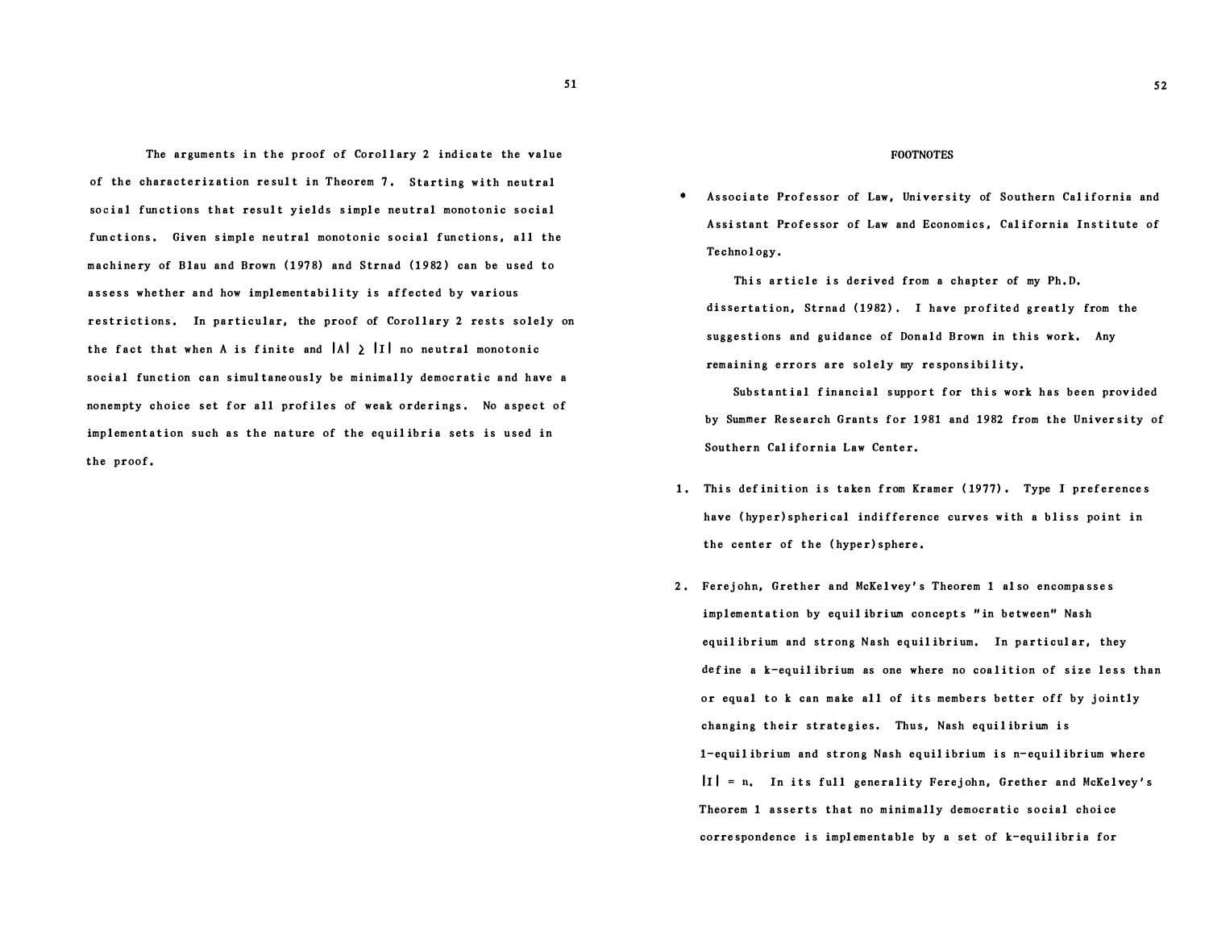The arguments in the proof of Corollary 2 indicate the value of the characterization result in Theorem 7. Starting with neutral social functions that result yields simple neutral monotonic social functions. Given simple neutral monotonic social functions, all the machinery of Blau and Brown (1978) and Strnad (1982) can be used to assess whether and how implementability is affected by various restrictions. In particular, the proof of Corollary 2 rests solely on the fact that when A is finite and $|A| \geq |I|$ no neutral monotonic social function can simultaneously be minimally democratic and have a nonempty choice set for all profiles of weak orderings. No aspect of implementation such as the nature of the equilibria sets is used in the proof.

## FOOTNOTES

\* Associate Professor of Law, University of Southern California and Assistant Professor of Law and Economics, California Institute of Technology.

This article is derived from a chapter of my Ph.D. dissertation, Strnad (1982). I have profited greatly from the suggestions and guidance of Donald Brown in this work. Any remaining errors are solely my responsibility.

Substantial financial support for this work has been provided by Summer Research Grants for 1981 and 1982 from the University of Southern California Law Center.

1. This definition is taken from Kramer (1977). Type I preferences have (hyper)spherical indifference curves with a bliss point in the center of the (hyper)sphere.

2. Ferejohn, Grether and McKelvey's Theorem 1 also encompasses implementation by equilibrium concepts "in between" Nash equilibrium and strong Nash equilibrium. In particular, they define a k-equilibrium as one where no coalition of size less than or equal to k can make all of its members better off by jointly changing their strategies. Thus, Nash equilibrium is 1-equilibrium and strong Nash equilibrium is n-equilibrium where $|I| = n$. In its full generality Ferejohn, Grether and McKelvey's Theorem 1 asserts that no minimally democratic social choice correspondence is implementable by a set of k-equilibria for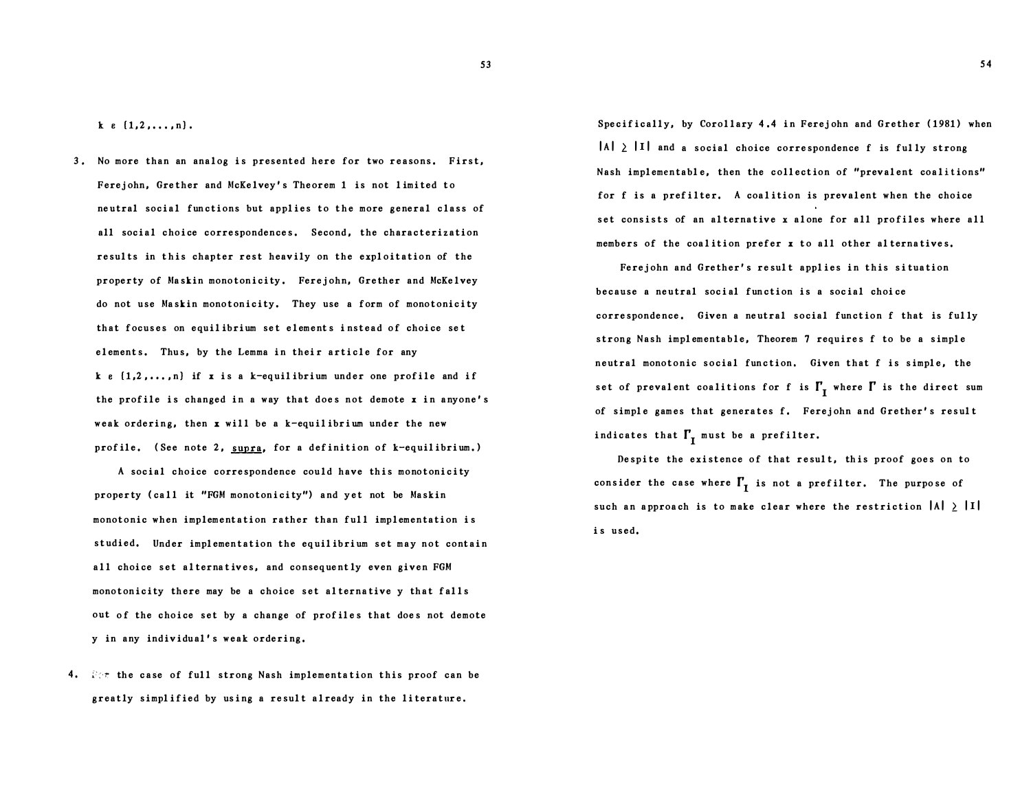$k \in \{1,2,\ldots,n\}$.

3. No more than an analog is presented here for two reasons. First, Ferejohn, Grether and McKelvey's Theorem 1 is not limited to neutral social functions but applies to the more general class of all social choice correspondences. Second, the characterization results in this chapter rest heavily on the exploitation of the property of Maskin monotonicity. Ferejohn, Grether and McKelvey do not use Maskin monotonicity. They use a form of monotonicity that focuses on equilibrium set elements instead of choice set elements. Thus, by the Lemma in their article for any $k \in \{1,2,\ldots,n\}$ if $x$ is a k-equilibrium under one profile and if the profile is changed in a way that does not demote $x$ in anyone's weak ordering, then $x$ will be a k-equilibrium under the new profile. (See note 2, supra, for a definition of k-equilibrium.)

   A social choice correspondence could have this monotonicity property (call it "FGM monotonicity") and yet not be Maskin monotonic when implementation rather than full implementation is studied. Under implementation the equilibrium set may not contain all choice set alternatives, and consequently even given FGM monotonicity there may be a choice set alternative y that falls out of the choice set by a change of profiles that does not demote y in any individual's weak ordering.

4. For the case of full strong Nash implementation this proof can be greatly simplified by using a result already in the literature. Specifically, by Corollary 4.4 in Ferejohn and Grether (1981) when $|A| \geq |I|$ and a social choice correspondence f is fully strong Nash implementable, then the collection of "prevalent coalitions" for f is a prefilter. A coalition is prevalent when the choice set consists of an alternative x alone for all profiles where all members of the coalition prefer x to all other alternatives.

   Ferejohn and Grether's result applies in this situation because a neutral social function is a social choice correspondence. Given a neutral social function f that is fully strong Nash implementable, Theorem 7 requires f to be a simple neutral monotonic social function. Given that f is simple, the set of prevalent coalitions for f is $\Gamma_I$ where $\Gamma$ is the direct sum of simple games that generates f. Ferejohn and Grether's result indicates that $\Gamma_I$ must be a prefilter.

   Despite the existence of that result, this proof goes on to consider the case where $\Gamma_I$ is not a prefilter. The purpose of such an approach is to make clear where the restriction $|A| \geq |I|$ is used.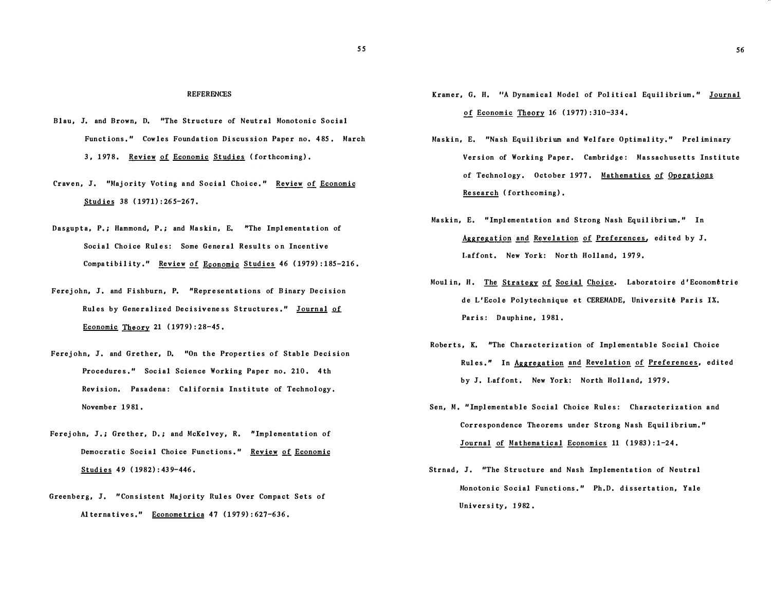# REFERENCES

Blau, J. and Brown, D. "The Structure of Neutral Monotonic Social Functions." Cowles Foundation Discussion Paper no. 485. March 3, 1978. Review of Economic Studies (forthcoming).

Craven, J. "Majority Voting and Social Choice." Review of Economic Studies 38 (1971):265-267.

Dasgupta, P.; Hammond, P.; and Maskin, E. "The Implementation of Social Choice Rules: Some General Results on Incentive Compatibility." Review of Economic Studies 46 (1979):185-216.

Ferejohn, J. and Fishburn, P. "Representations of Binary Decision Rules by Generalized Decisiveness Structures." Journal of Economic Theory 21 (1979):28-45.

Ferejohn, J. and Grether, D. "On the Properties of Stable Decision Procedures." Social Science Working Paper no. 210. 4th Revision. Pasadena: California Institute of Technology. November 1981.

Ferejohn, J.; Grether, D.; and McKelvey, R. "Implementation of Democratic Social Choice Functions." Review of Economic Studies 49 (1982):439-446.

Greenberg, J. "Consistent Majority Rules Over Compact Sets of Alternatives." Econometrica 47 (1979):627-636.

Kramer, G. H. "A Dynamical Model of Political Equilibrium." Journal of Economic Theory 16 (1977):310-334.

Maskin, E. "Nash Equilibrium and Welfare Optimality." Preliminary Version of Working Paper. Cambridge: Massachusetts Institute of Technology. October 1977. Mathematics of Operations Research (forthcoming).

Maskin, E. "Implementation and Strong Nash Equilibrium." In Aggregation and Revelation of Preferences, edited by J. Laffont. New York: North Holland, 1979.

Moulin, H. The Strategy of Social Choice. Laboratoire d'Econométrie de L'Ecole Polytechnique et CEREMADE, Université Paris IX. Paris: Dauphine, 1981.

Roberts, K. "The Characterization of Implementable Social Choice Rules." In Aggregation and Revelation of Preferences, edited by J. Laffont. New York: North Holland, 1979.

Sen, M. "Implementable Social Choice Rules: Characterization and Correspondence Theorems under Strong Nash Equilibrium." Journal of Mathematical Economics 11 (1983):1-24.

Strnad, J. "The Structure and Nash Implementation of Neutral Monotonic Social Functions." Ph.D. dissertation, Yale University, 1982.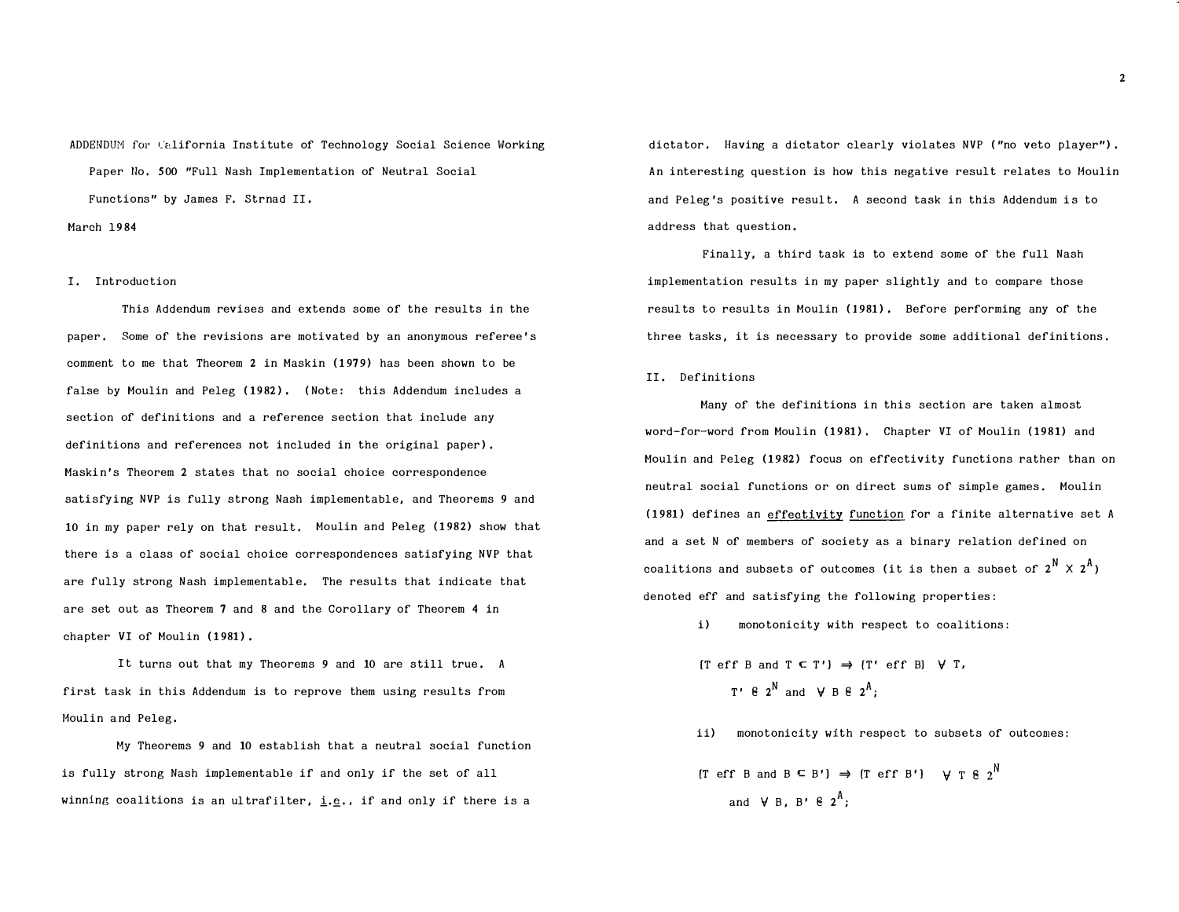ADDENDUM for California Institute of Technology Social Science Working Paper No. 500 "Full Nash Implementation of Neutral Social Functions" by James F. Strnad II.

March 1984

## I. Introduction

This Addendum revises and extends some of the results in the paper. Some of the revisions are motivated by an anonymous referee's comment to me that Theorem 2 in Maskin (1979) has been shown to be false by Moulin and Peleg (1982). (Note: this Addendum includes a section of definitions and a reference section that include any definitions and references not included in the original paper). Maskin's Theorem 2 states that no social choice correspondence satisfying NVP is fully strong Nash implementable, and Theorems 9 and 10 in my paper rely on that result. Moulin and Peleg (1982) show that there is a class of social choice correspondences satisfying NVP that are fully strong Nash implementable. The results that indicate that are set out as Theorem 7 and 8 and the Corollary of Theorem 4 in chapter VI of Moulin (1981).

It turns out that my Theorems 9 and 10 are still true. A first task in this Addendum is to reprove them using results from Moulin and Peleg.

My Theorems 9 and 10 establish that a neutral social function is fully strong Nash implementable if and only if the set of all winning coalitions is an ultrafilter, *i.e.*, if and only if there is a dictator. Having a dictator clearly violates NVP ("no veto player"). An interesting question is how this negative result relates to Moulin and Peleg's positive result. A second task in this Addendum is to address that question.

Finally, a third task is to extend some of the full Nash implementation results in my paper slightly and to compare those results to results in Moulin (1981). Before performing any of the three tasks, it is necessary to provide some additional definitions.

## II. Definitions

Many of the definitions in this section are taken almost word-for-word from Moulin (1981). Chapter VI of Moulin (1981) and Moulin and Peleg (1982) focus on effectivity functions rather than on neutral social functions or on direct sums of simple games. Moulin (1981) defines an effectivity function for a finite alternative set A and a set N of members of society as a binary relation defined on coalitions and subsets of outcomes (it is then a subset of $2^N \times 2^A$) denoted eff and satisfying the following properties:

i) monotonicity with respect to coalitions:

$$\{T \text{ eff } B \text{ and } T \subset T'\} \Rightarrow \{T' \text{ eff } B\} \quad \forall\, T, T' \in 2^N \text{ and } \forall\, B \in 2^A;$$

ii) monotonicity with respect to subsets of outcomes:

$$\{T \text{ eff } B \text{ and } B \subset B'\} \Rightarrow \{T \text{ eff } B'\} \quad \forall\, T \in 2^N \text{ and } \forall\, B, B' \in 2^A;$$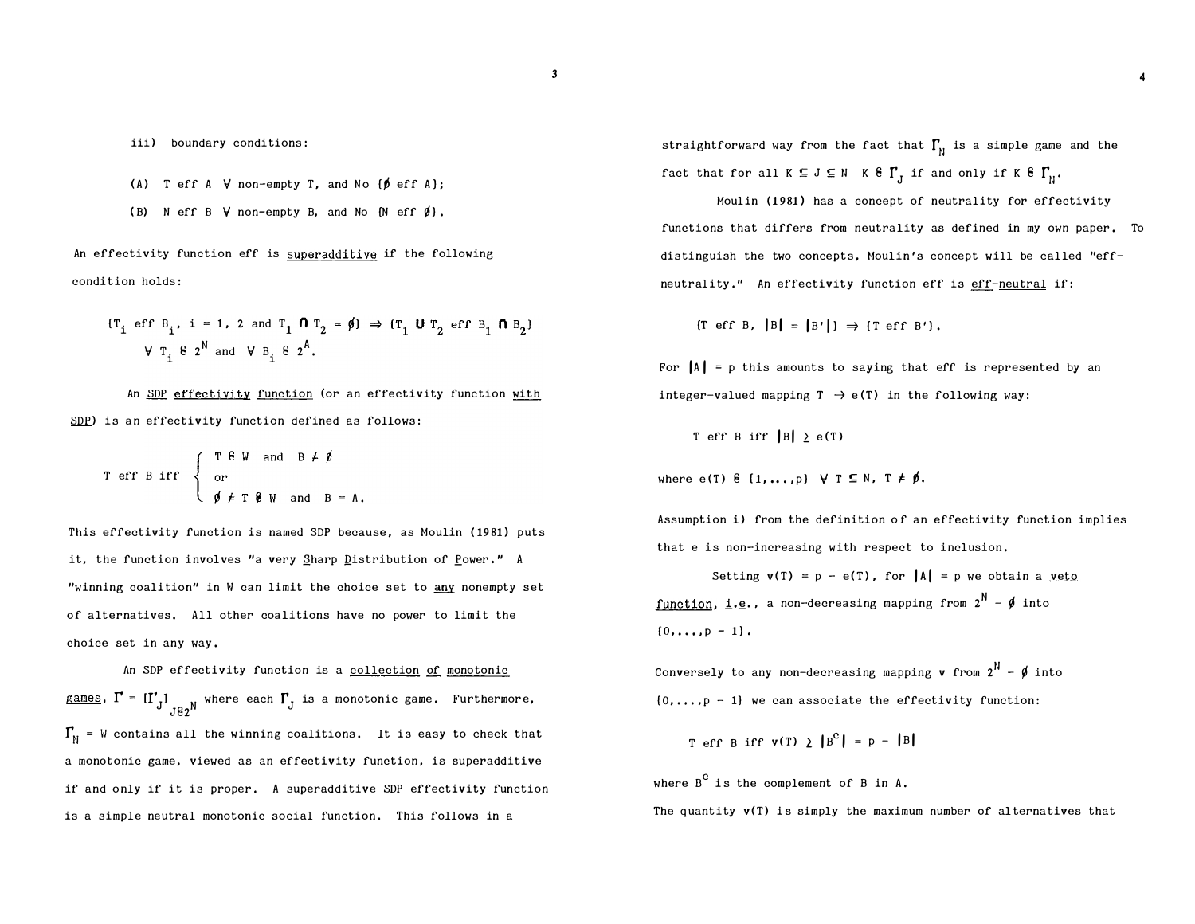iii) boundary conditions:

(A) $T$ eff $A$ $\forall$ non-empty $T$, and No ($\emptyset$ eff $A$);

(B) $N$ eff $B$ $\forall$ non-empty $B$, and No ($N$ eff $\emptyset$).

An effectivity function eff is <u>superadditive</u> if the following condition holds:

$$(T_i \text{ eff } B_i,\ i = 1, 2 \text{ and } T_1 \cap T_2 = \emptyset) \Rightarrow (T_1 \cup T_2 \text{ eff } B_1 \cap B_2)$$
$$\forall\ T_i \in 2^N \text{ and } \forall\ B_i \in 2^A.$$

An <u>SDP effectivity function</u> (or an effectivity function <u>with SDP</u>) is an effectivity function defined as follows:

$$T \text{ eff } B \text{ iff } \begin{cases} T \in W \text{ and } B \neq \emptyset \\ \text{or} \\ \emptyset \neq T \notin W \text{ and } B = A. \end{cases}$$

This effectivity function is named SDP because, as Moulin (1981) puts it, the function involves "a very <u>S</u>harp <u>D</u>istribution of <u>P</u>ower." A "winning coalition" in $W$ can limit the choice set to <u>any</u> nonempty set of alternatives. All other coalitions have no power to limit the choice set in any way.

An SDP effectivity function is a <u>collection of monotonic games</u>, $\Gamma = [\Gamma_J]_{J \in 2^N}$ where each $\Gamma_J$ is a monotonic game. Furthermore, $\Gamma_N = W$ contains all the winning coalitions. It is easy to check that a monotonic game, viewed as an effectivity function, is superadditive if and only if it is proper. A superadditive SDP effectivity function is a simple neutral monotonic social function. This follows in a straightforward way from the fact that $\Gamma_N$ is a simple game and the fact that for all $K \subseteq J \subseteq N$ $K \in \Gamma_J$ if and only if $K \in \Gamma_N$.

Moulin (1981) has a concept of neutrality for effectivity functions that differs from neutrality as defined in my own paper. To distinguish the two concepts, Moulin's concept will be called "eff-neutrality." An effectivity function eff is <u>eff-neutral</u> if:

$$(T \text{ eff } B,\ |B| = |B'|) \Rightarrow (T \text{ eff } B').$$

For $|A| = p$ this amounts to saying that eff is represented by an integer-valued mapping $T \rightarrow e(T)$ in the following way:

$$T \text{ eff } B \text{ iff } |B| \geq e(T)$$

where $e(T) \in \{1,\ldots,p\}$ $\forall\ T \subseteq N,\ T \neq \emptyset$.

Assumption i) from the definition of an effectivity function implies that $e$ is non-increasing with respect to inclusion.

Setting $v(T) = p - e(T)$, for $|A| = p$ we obtain a <u>veto function</u>, <u>i.e.</u>, a non-decreasing mapping from $2^N - \emptyset$ into $\{0,\ldots,p - 1\}$.

Conversely to any non-decreasing mapping $v$ from $2^N - \emptyset$ into $\{0,\ldots,p - 1\}$ we can associate the effectivity function:

$$T \text{ eff } B \text{ iff } v(T) \geq |B^c| = p - |B|$$

where $B^c$ is the complement of $B$ in $A$.

The quantity $v(T)$ is simply the maximum number of alternatives that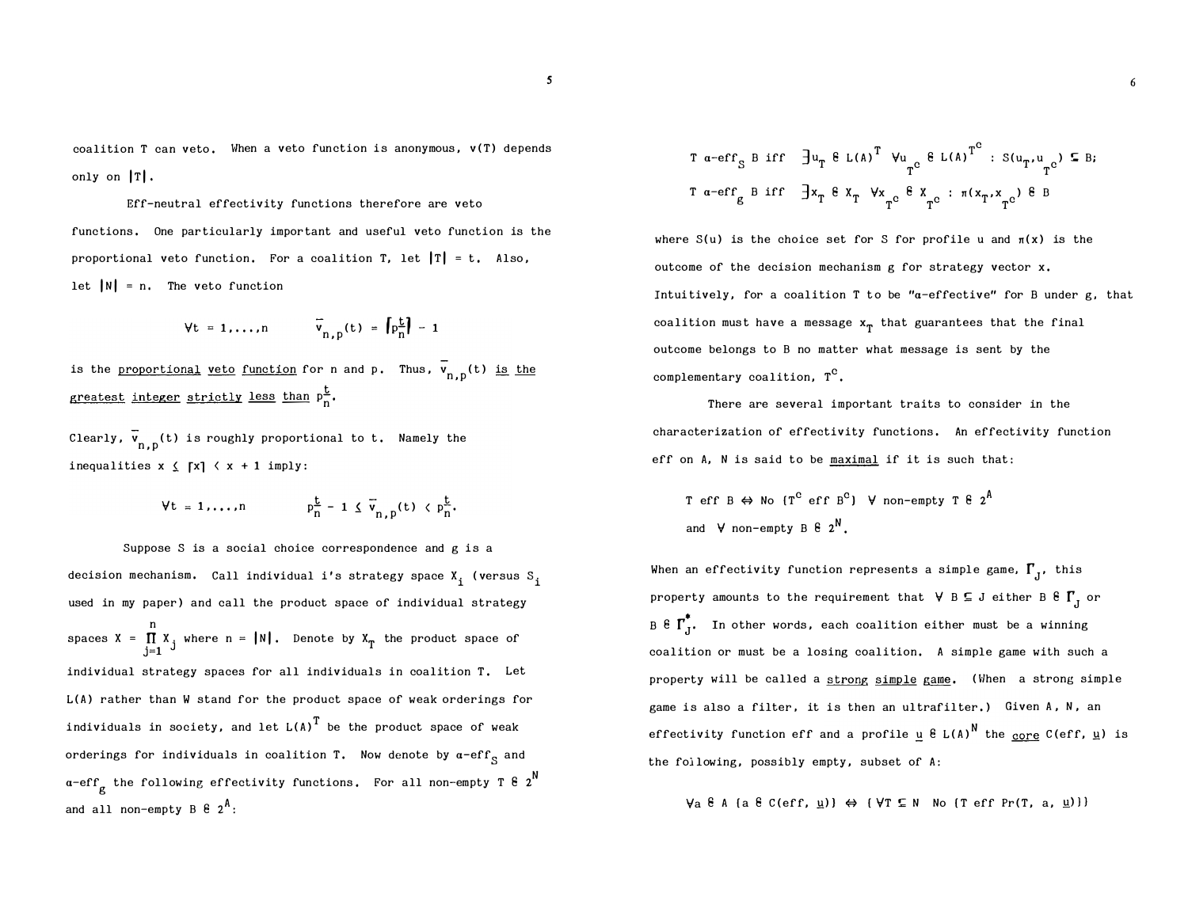coalition T can veto. When a veto function is anonymous, $v(T)$ depends only on $|T|$.

Eff-neutral effectivity functions therefore are veto functions. One particularly important and useful veto function is the proportional veto function. For a coalition T, let $|T| = t$. Also, let $|N| = n$. The veto function

$$\forall t = 1,\ldots,n \qquad \bar{v}_{n,p}(t) = \lceil p\tfrac{t}{n} \rceil - 1$$

is the proportional veto function for n and p. Thus, $\bar{v}_{n,p}(t)$ is the greatest integer strictly less than $p\frac{t}{n}$.

Clearly, $\bar{v}_{n,p}(t)$ is roughly proportional to t. Namely the inequalities $x \leq \lceil x \rceil < x + 1$ imply:

$$\forall t = 1,\ldots,n \qquad p\tfrac{t}{n} - 1 \leq \bar{v}_{n,p}(t) < p\tfrac{t}{n}.$$

Suppose S is a social choice correspondence and g is a decision mechanism. Call individual i's strategy space $X_i$ (versus $S_i$ used in my paper) and call the product space of individual strategy spaces $X = \prod_{j=1}^{n} X_j$ where $n = |N|$. Denote by $X_T$ the product space of individual strategy spaces for all individuals in coalition T. Let $L(A)$ rather than W stand for the product space of weak orderings for individuals in society, and let $L(A)^T$ be the product space of weak orderings for individuals in coalition T. Now denote by $\alpha\text{-eff}_S$ and $\alpha\text{-eff}_g$ the following effectivity functions. For all non-empty $T \in 2^N$ and all non-empty $B \in 2^A$:

$$T\ \alpha\text{-eff}_S\ B \text{ iff } \exists u_T \in L(A)^T\ \forall u_{T^c} \in L(A)^{T^c} : S(u_T, u_{T^c}) \subseteq B;$$

$$T\ \alpha\text{-eff}_g\ B \text{ iff } \exists x_T \in X_T\ \forall x_{T^c} \in X_{T^c} : \pi(x_T, x_{T^c}) \in B$$

where $S(u)$ is the choice set for S for profile u and $\pi(x)$ is the outcome of the decision mechanism g for strategy vector x. Intuitively, for a coalition T to be "α-effective" for B under g, that coalition must have a message $x_T$ that guarantees that the final outcome belongs to B no matter what message is sent by the complementary coalition, $T^c$.

There are several important traits to consider in the characterization of effectivity functions. An effectivity function eff on A, N is said to be maximal if it is such that:

$$T \text{ eff } B \Leftrightarrow \text{No } (T^c \text{ eff } B^c)\ \ \forall \text{ non-empty } T \in 2^A$$
$$\text{and } \forall \text{ non-empty } B \in 2^N.$$

When an effectivity function represents a simple game, $\Gamma_J$, this property amounts to the requirement that $\forall B \subseteq J$ either $B \in \Gamma_J$ or $B \in \Gamma_J^*$. In other words, each coalition either must be a winning coalition or must be a losing coalition. A simple game with such a property will be called a strong simple game. (When a strong simple game is also a filter, it is then an ultrafilter.) Given A, N, an effectivity function eff and a profile $\underline{u} \in L(A)^N$ the core $C(\text{eff}, \underline{u})$ is the following, possibly empty, subset of A:

$$\forall a \in A\ (a \in C(\text{eff}, \underline{u})) \Leftrightarrow (\forall T \subseteq N\ \ \text{No } (T \text{ eff } Pr(T, a, \underline{u})))$$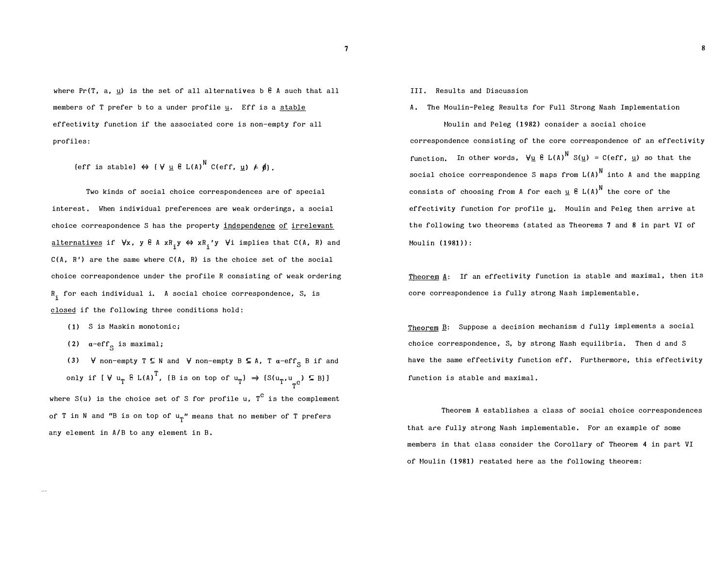where $Pr(T, a, \underline{u})$ is the set of all alternatives $b \in A$ such that all members of T prefer b to a under profile $\underline{u}$. Eff is a stable effectivity function if the associated core is non-empty for all profiles:

$$\{\text{eff is stable}\} \Leftrightarrow \{\forall\ \underline{u} \in L(A)^N\ C(\text{eff}, \underline{u}) \neq \emptyset\}.$$

Two kinds of social choice correspondences are of special interest. When individual preferences are weak orderings, a social choice correspondence S has the property independence of irrelevant alternatives if $\forall x, y \in A\ xR_i y \Leftrightarrow xR_i'y\ \forall i$ implies that $C(A, R)$ and $C(A, R')$ are the same where $C(A, R)$ is the choice set of the social choice correspondence under the profile R consisting of weak ordering $R_i$ for each individual i. A social choice correspondence, S, is closed if the following three conditions hold:

(1) S is Maskin monotonic;

(2) $\alpha\text{-eff}_S$ is maximal;

(3) $\forall$ non-empty $T \subseteq N$ and $\forall$ non-empty $B \subseteq A$, T $\alpha\text{-eff}_S$ B if and only if $[\forall\ u_T \in L(A)^T, \{B \text{ is on top of } u_T\} \Rightarrow \{S(u_T, u_{T^c}) \subseteq B\}]$

where $S(u)$ is the choice set of S for profile u, $T^c$ is the complement of T in N and "B is on top of $u_T$" means that no member of T prefers any element in A/B to any element in B.

III. Results and Discussion

A. The Moulin-Peleg Results for Full Strong Nash Implementation

Moulin and Peleg (1982) consider a social choice correspondence consisting of the core correspondence of an effectivity function. In other words, $\forall \underline{u} \in L(A)^N\ S(\underline{u}) = C(\text{eff}, \underline{u})$ so that the social choice correspondence S maps from $L(A)^N$ into A and the mapping consists of choosing from A for each $\underline{u} \in L(A)^N$ the core of the effectivity function for profile $\underline{u}$. Moulin and Peleg then arrive at the following two theorems (stated as Theorems 7 and 8 in part VI of Moulin (1981)):

Theorem A: If an effectivity function is stable and maximal, then its core correspondence is fully strong Nash implementable.

Theorem B: Suppose a decision mechanism d fully implements a social choice correspondence, S, by strong Nash equilibria. Then d and S have the same effectivity function eff. Furthermore, this effectivity function is stable and maximal.

Theorem A establishes a class of social choice correspondences that are fully strong Nash implementable. For an example of some members in that class consider the Corollary of Theorem 4 in part VI of Moulin (1981) restated here as the following theorem: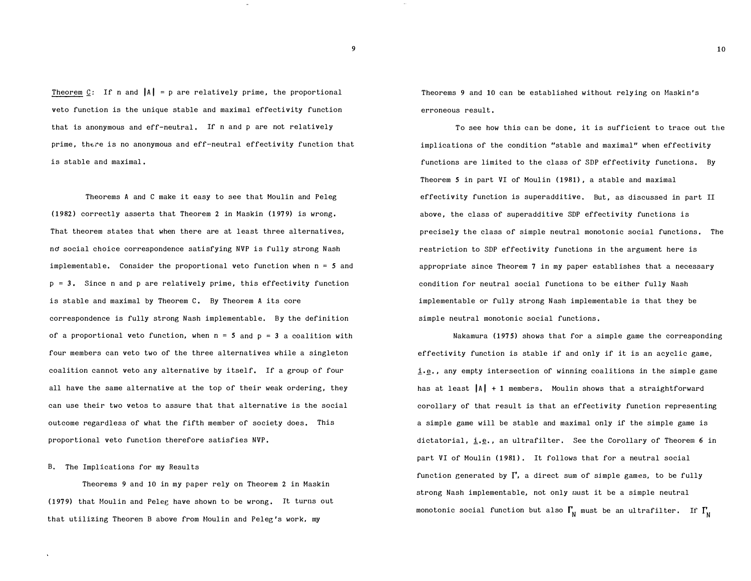Theorem C: If n and $|A| = p$ are relatively prime, the proportional veto function is the unique stable and maximal effectivity function that is anonymous and eff-neutral. If n and p are not relatively prime, there is no anonymous and eff-neutral effectivity function that is stable and maximal.

Theorems A and C make it easy to see that Moulin and Peleg (1982) correctly asserts that Theorem 2 in Maskin (1979) is wrong. That theorem states that when there are at least three alternatives, no social choice correspondence satisfying NVP is fully strong Nash implementable. Consider the proportional veto function when $n = 5$ and $p = 3$. Since n and p are relatively prime, this effectivity function is stable and maximal by Theorem C. By Theorem A its core correspondence is fully strong Nash implementable. By the definition of a proportional veto function, when $n = 5$ and $p = 3$ a coalition with four members can veto two of the three alternatives while a singleton coalition cannot veto any alternative by itself. If a group of four all have the same alternative at the top of their weak ordering, they can use their two vetos to assure that that alternative is the social outcome regardless of what the fifth member of society does. This proportional veto function therefore satisfies NVP.

## B. The Implications for my Results

Theorems 9 and 10 in my paper rely on Theorem 2 in Maskin (1979) that Moulin and Peleg have shown to be wrong. It turns out that utilizing Theorem B above from Moulin and Peleg's work, my Theorems 9 and 10 can be established without relying on Maskin's erroneous result.

To see how this can be done, it is sufficient to trace out the implications of the condition "stable and maximal" when effectivity functions are limited to the class of SDP effectivity functions. By Theorem 5 in part VI of Moulin (1981), a stable and maximal effectivity function is superadditive. But, as discussed in part II above, the class of superadditive SDP effectivity functions is precisely the class of simple neutral monotonic social functions. The restriction to SDP effectivity functions in the argument here is appropriate since Theorem 7 in my paper establishes that a necessary condition for neutral social functions to be either fully Nash implementable or fully strong Nash implementable is that they be simple neutral monotonic social functions.

Nakamura (1975) shows that for a simple game the corresponding effectivity function is stable if and only if it is an acyclic game, i.e., any empty intersection of winning coalitions in the simple game has at least $|A| + 1$ members. Moulin shows that a straightforward corollary of that result is that an effectivity function representing a simple game will be stable and maximal only if the simple game is dictatorial, i.e., an ultrafilter. See the Corollary of Theorem 6 in part VI of Moulin (1981). It follows that for a neutral social function generated by $\Gamma$, a direct sum of simple games, to be fully strong Nash implementable, not only must it be a simple neutral monotonic social function but also $\Gamma_N$ must be an ultrafilter. If $\Gamma_N$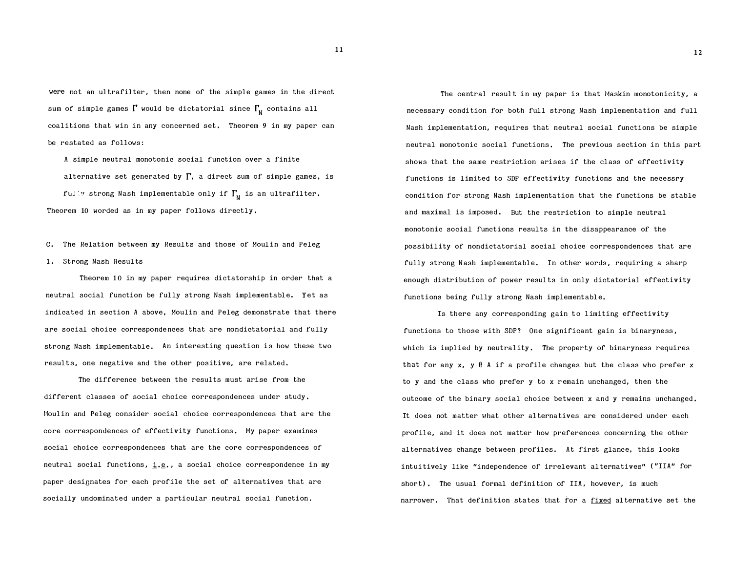were not an ultrafilter, then none of the simple games in the direct sum of simple games $\Gamma$ would be dictatorial since $\Gamma_N$ contains all coalitions that win in any concerned set. Theorem 9 in my paper can be restated as follows:

> A simple neutral monotonic social function over a finite alternative set generated by $\Gamma$, a direct sum of simple games, is fully strong Nash implementable only if $\Gamma_N$ is an ultrafilter.

Theorem 10 worded as in my paper follows directly.

## C. The Relation between my Results and those of Moulin and Peleg

### 1. Strong Nash Results

Theorem 10 in my paper requires dictatorship in order that a neutral social function be fully strong Nash implementable. Yet as indicated in section A above, Moulin and Peleg demonstrate that there are social choice correspondences that are nondictatorial and fully strong Nash implementable. An interesting question is how these two results, one negative and the other positive, are related.

The difference between the results must arise from the different classes of social choice correspondences under study. Moulin and Peleg consider social choice correspondences that are the core correspondences of effectivity functions. My paper examines social choice correspondences that are the core correspondences of neutral social functions, i.e., a social choice correspondence in my paper designates for each profile the set of alternatives that are socially undominated under a particular neutral social function.

The central result in my paper is that Maskin monotonicity, a necessary condition for both full strong Nash implementation and full Nash implementation, requires that neutral social functions be simple neutral monotonic social functions. The previous section in this part shows that the same restriction arises if the class of effectivity functions is limited to SDP effectivity functions and the necessry condition for strong Nash implementation that the functions be stable and maximal is imposed. But the restriction to simple neutral monotonic social functions results in the disappearance of the possibility of nondictatorial social choice correspondences that are fully strong Nash implementable. In other words, requiring a sharp enough distribution of power results in only dictatorial effectivity functions being fully strong Nash implementable.

Is there any corresponding gain to limiting effectivity functions to those with SDP? One significant gain is binaryness, which is implied by neutrality. The property of binaryness requires that for any x, y $\in$ A if a profile changes but the class who prefer x to y and the class who prefer y to x remain unchanged, then the outcome of the binary social choice between x and y remains unchanged. It does not matter what other alternatives are considered under each profile, and it does not matter how preferences concerning the other alternatives change between profiles. At first glance, this looks intuitively like "independence of irrelevant alternatives" ("IIA" for short). The usual formal definition of IIA, however, is much narrower. That definition states that for a fixed alternative set the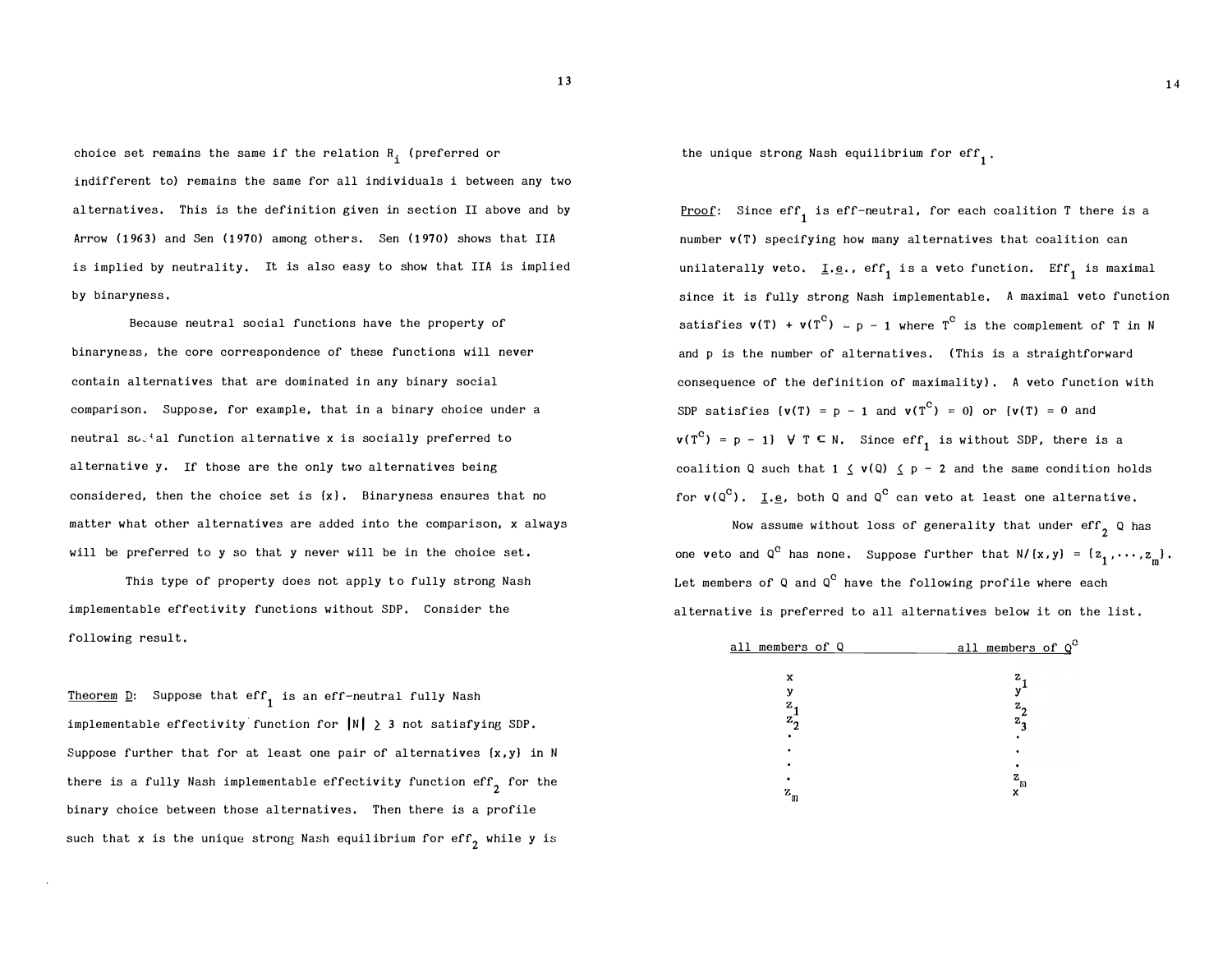choice set remains the same if the relation $R_i$ (preferred or indifferent to) remains the same for all individuals i between any two alternatives. This is the definition given in section II above and by Arrow (1963) and Sen (1970) among others. Sen (1970) shows that IIA is implied by neutrality. It is also easy to show that IIA is implied by binaryness.

Because neutral social functions have the property of binaryness, the core correspondence of these functions will never contain alternatives that are dominated in any binary social comparison. Suppose, for example, that in a binary choice under a neutral social function alternative x is socially preferred to alternative y. If those are the only two alternatives being considered, then the choice set is {x}. Binaryness ensures that no matter what other alternatives are added into the comparison, x always will be preferred to y so that y never will be in the choice set.

This type of property does not apply to fully strong Nash implementable effectivity functions without SDP. Consider the following result.

<u>Theorem D</u>: Suppose that $eff_1$ is an eff-neutral fully Nash implementable effectivity function for $|N| \geq 3$ not satisfying SDP. Suppose further that for at least one pair of alternatives {x,y} in N there is a fully Nash implementable effectivity function $eff_2$ for the binary choice between those alternatives. Then there is a profile such that x is the unique strong Nash equilibrium for $eff_2$ while y is the unique strong Nash equilibrium for $eff_1$.

<u>Proof</u>: Since $eff_1$ is eff-neutral, for each coalition T there is a number v(T) specifying how many alternatives that coalition can unilaterally veto. <u>I.e.</u>, $eff_1$ is a veto function. $Eff_1$ is maximal since it is fully strong Nash implementable. A maximal veto function satisfies $v(T) + v(T^c) = p - 1$ where $T^c$ is the complement of T in N and p is the number of alternatives. (This is a straightforward consequence of the definition of maximality). A veto function with SDP satisfies $\{v(T) = p - 1 \text{ and } v(T^c) = 0\}$ or $\{v(T) = 0 \text{ and } v(T^c) = p - 1\}$ $\forall\ T \subset N$. Since $eff_1$ is without SDP, there is a coalition Q such that $1 \leq v(Q) \leq p - 2$ and the same condition holds for $v(Q^c)$. <u>I.e</u>, both Q and $Q^c$ can veto at least one alternative.

Now assume without loss of generality that under $eff_2$ Q has one veto and $Q^c$ has none. Suppose further that $N/\{x,y\} = \{z_1,\ldots,z_m\}$. Let members of Q and $Q^c$ have the following profile where each alternative is preferred to all alternatives below it on the list.

| all members of Q | all members of $Q^c$ |
|---|---|
| x | $z_1$ |
| y | y |
| $z_1$ | $z_2$ |
| $z_2$ | $z_3$ |
| . | . |
| . | . |
| . | . |
| . | $z_m$ |
| $z_m$ | x |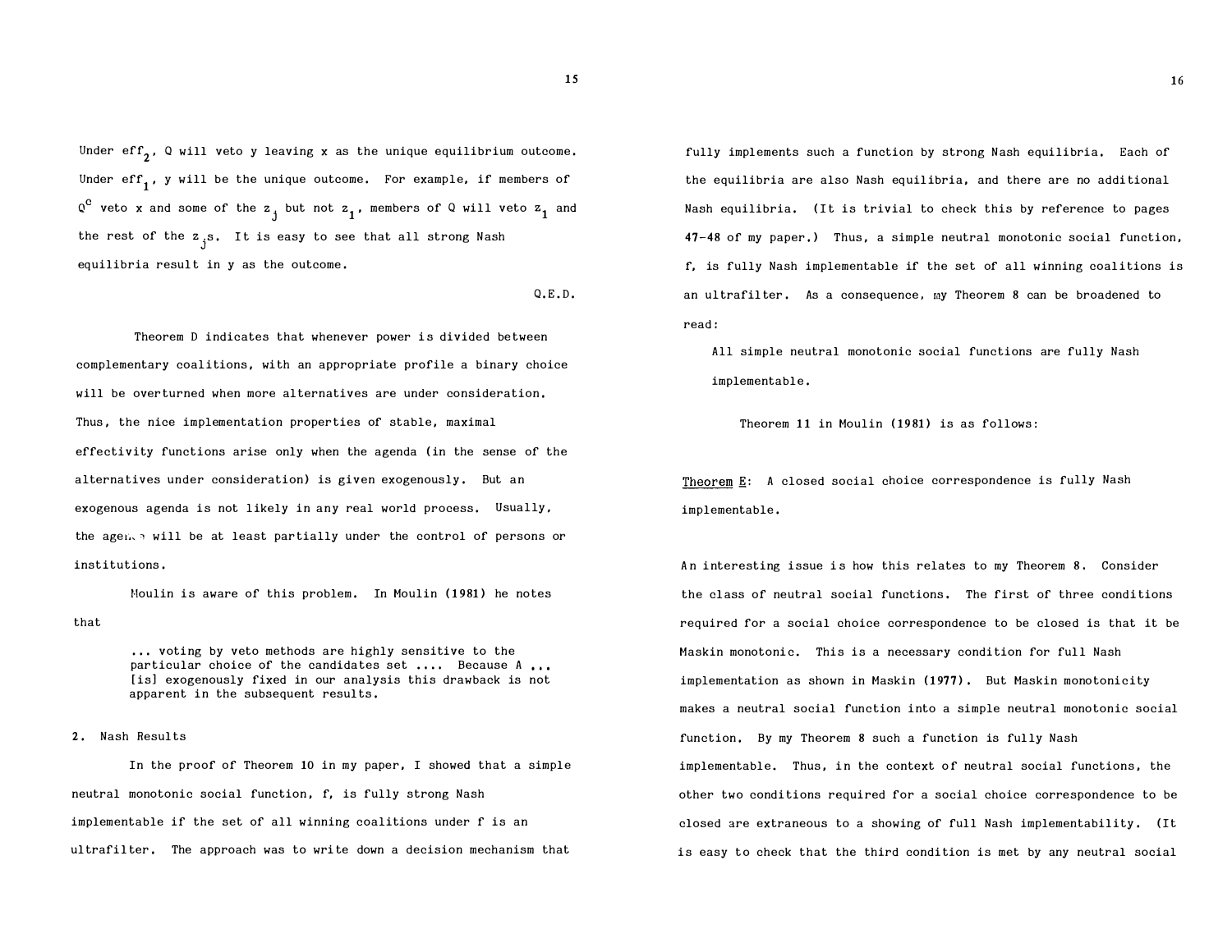Under $\text{eff}_2$, Q will veto y leaving x as the unique equilibrium outcome. Under $\text{eff}_1$, y will be the unique outcome. For example, if members of $Q^c$ veto x and some of the $z_j$ but not $z_1$, members of Q will veto $z_1$ and the rest of the $z_j$s. It is easy to see that all strong Nash equilibria result in y as the outcome.

Q.E.D.

Theorem D indicates that whenever power is divided between complementary coalitions, with an appropriate profile a binary choice will be overturned when more alternatives are under consideration. Thus, the nice implementation properties of stable, maximal effectivity functions arise only when the agenda (in the sense of the alternatives under consideration) is given exogenously. But an exogenous agenda is not likely in any real world process. Usually, the agenda will be at least partially under the control of persons or institutions.

Moulin is aware of this problem. In Moulin (1981) he notes that

> ... voting by veto methods are highly sensitive to the particular choice of the candidates set .... Because A ... [is] exogenously fixed in our analysis this drawback is not apparent in the subsequent results.

## 2. Nash Results

In the proof of Theorem 10 in my paper, I showed that a simple neutral monotonic social function, f, is fully strong Nash implementable if the set of all winning coalitions under f is an ultrafilter. The approach was to write down a decision mechanism that fully implements such a function by strong Nash equilibria. Each of the equilibria are also Nash equilibria, and there are no additional Nash equilibria. (It is trivial to check this by reference to pages 47-48 of my paper.) Thus, a simple neutral monotonic social function, f, is fully Nash implementable if the set of all winning coalitions is an ultrafilter. As a consequence, my Theorem 8 can be broadened to read:

> All simple neutral monotonic social functions are fully Nash implementable.

Theorem 11 in Moulin (1981) is as follows:

<u>Theorem E</u>: A closed social choice correspondence is fully Nash implementable.

An interesting issue is how this relates to my Theorem 8. Consider the class of neutral social functions. The first of three conditions required for a social choice correspondence to be closed is that it be Maskin monotonic. This is a necessary condition for full Nash implementation as shown in Maskin (1977). But Maskin monotonicity makes a neutral social function into a simple neutral monotonic social function. By my Theorem 8 such a function is fully Nash implementable. Thus, in the context of neutral social functions, the other two conditions required for a social choice correspondence to be closed are extraneous to a showing of full Nash implementability. (It is easy to check that the third condition is met by any neutral social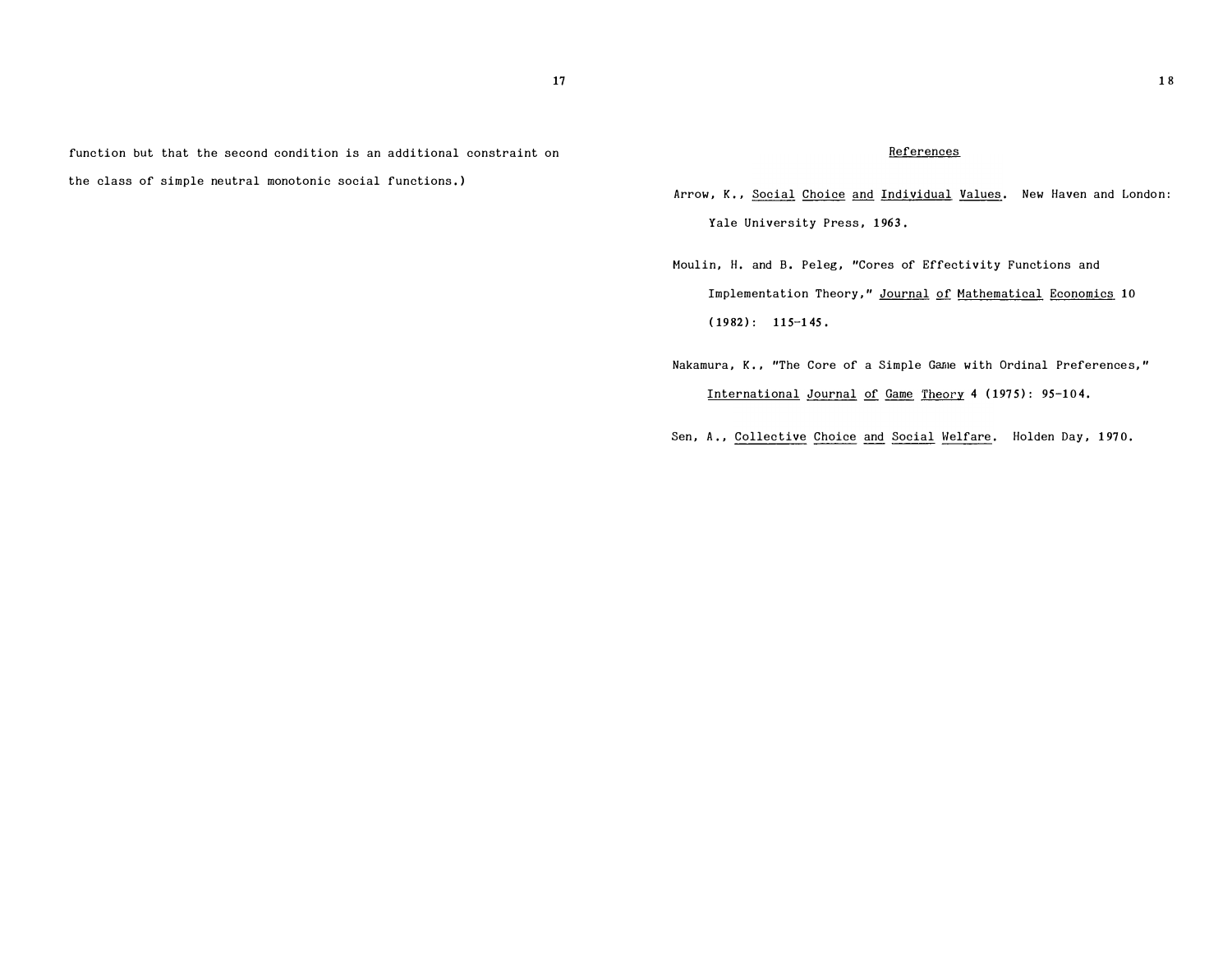function but that the second condition is an additional constraint on the class of simple neutral monotonic social functions.)

## References

Arrow, K., *Social Choice and Individual Values*. New Haven and London: Yale University Press, 1963.

Moulin, H. and B. Peleg, "Cores of Effectivity Functions and Implementation Theory," *Journal of Mathematical Economics* 10 (1982): 115-145.

Nakamura, K., "The Core of a Simple Game with Ordinal Preferences," *International Journal of Game Theory* 4 (1975): 95-104.

Sen, A., *Collective Choice and Social Welfare*. Holden Day, 1970.